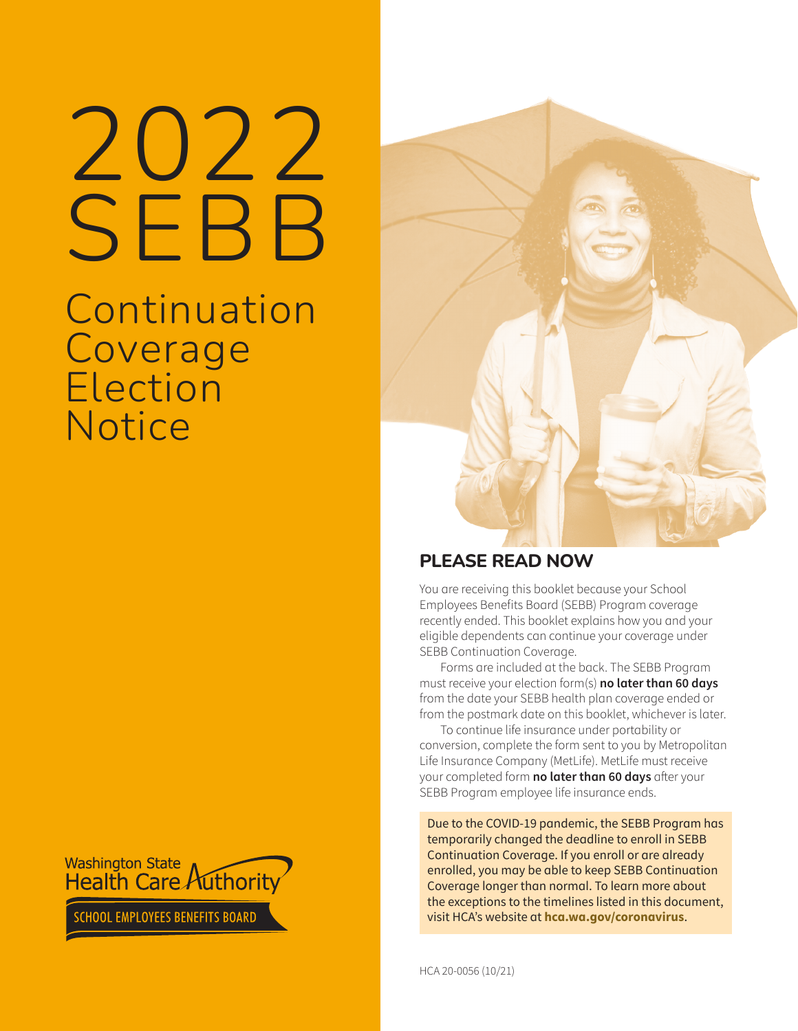# 2022 SEBB

# Continuation Coverage Election Notice

Washington State Health Care Authority

SCHOOL EMPLOYEES BENEFITS BOARD

## PLEASE READ NOW

You are receiving this booklet because your School Employees Benefits Board (SEBB) Program coverage recently ended. This booklet explains how you and your eligible dependents can continue your coverage under SEBB Continuation Coverage.

Forms are included at the back. The SEBB Program must receive your election form(s) **no later than 60 days** from the date your SEBB health plan coverage ended or from the postmark date on this booklet, whichever is later.

To continue life insurance under portability or conversion, complete the form sent to you by Metropolitan Life Insurance Company (MetLife). MetLife must receive your completed form **no later than 60 days** after your SEBB Program employee life insurance ends.

Due to the COVID-19 pandemic, the SEBB Program has temporarily changed the deadline to enroll in SEBB Continuation Coverage. If you enroll or are already enrolled, you may be able to keep SEBB Continuation Coverage longer than normal. To learn more about the exceptions to the timelines listed in this document, visit HCA's website at **hca.wa.gov/coronavirus**.

HCA 20-0056 (10/21)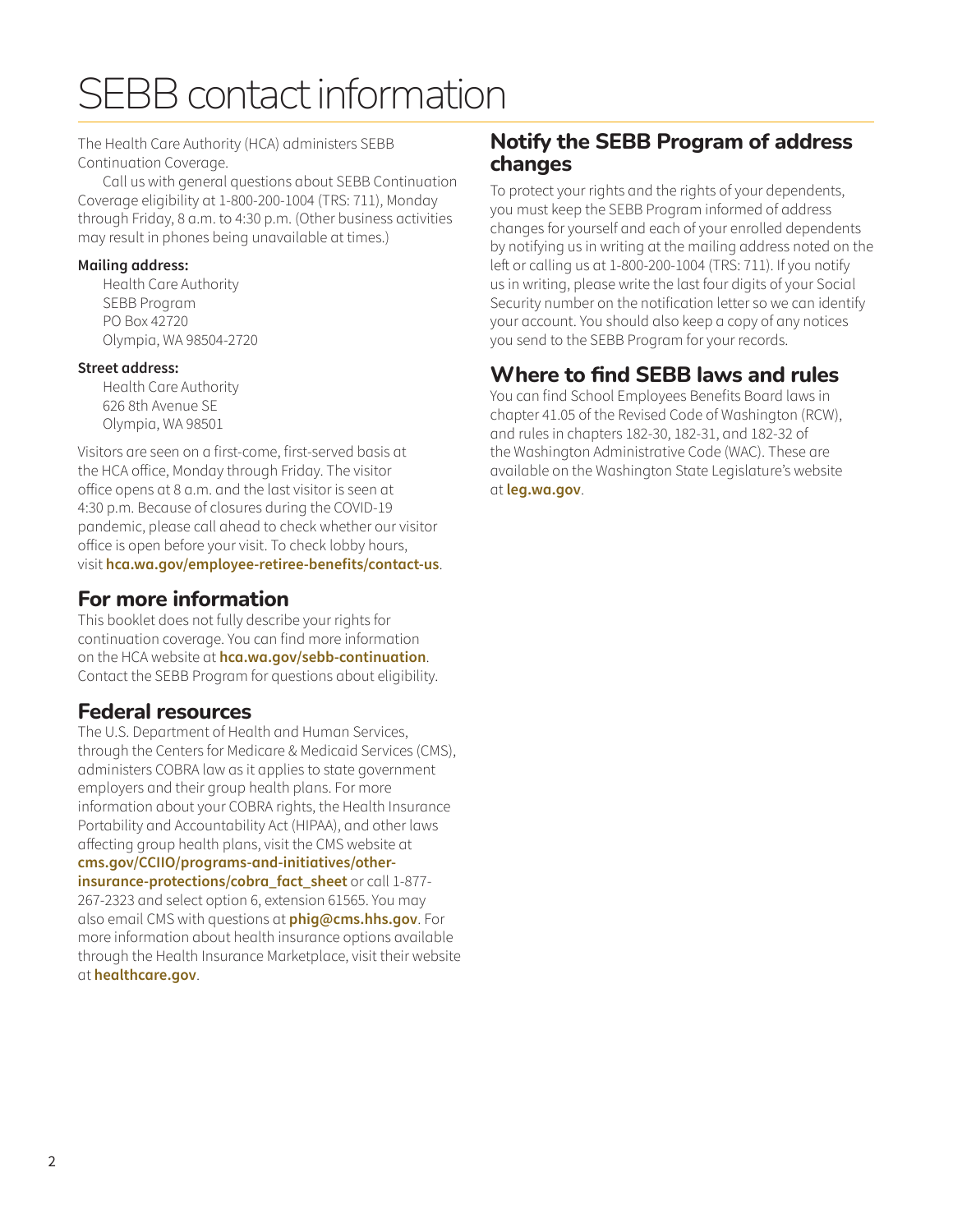# SEBB contact information

The Health Care Authority (HCA) administers SEBB Continuation Coverage.

Call us with general questions about SEBB Continuation Coverage eligibility at 1-800-200-1004 (TRS: 711), Monday through Friday, 8 a.m. to 4:30 p.m. (Other business activities may result in phones being unavailable at times.)

**Mailing address:**

Health Care Authority
SEBB Program
PO Box 42720
Olympia, WA 98504-2720

**Street address:**

Health Care Authority
626 8th Avenue SE
Olympia, WA 98501

Visitors are seen on a first-come, first-served basis at the HCA office, Monday through Friday. The visitor office opens at 8 a.m. and the last visitor is seen at 4:30 p.m. Because of closures during the COVID-19 pandemic, please call ahead to check whether our visitor office is open before your visit. To check lobby hours, visit **hca.wa.gov/employee-retiree-benefits/contact-us**.

## For more information

This booklet does not fully describe your rights for continuation coverage. You can find more information on the HCA website at **hca.wa.gov/sebb-continuation**. Contact the SEBB Program for questions about eligibility.

## Federal resources

The U.S. Department of Health and Human Services, through the Centers for Medicare & Medicaid Services (CMS), administers COBRA law as it applies to state government employers and their group health plans. For more information about your COBRA rights, the Health Insurance Portability and Accountability Act (HIPAA), and other laws affecting group health plans, visit the CMS website at **cms.gov/CCIIO/programs-and-initiatives/other-insurance-protections/cobra_fact_sheet** or call 1-877-267-2323 and select option 6, extension 61565. You may also email CMS with questions at **phig@cms.hhs.gov**. For more information about health insurance options available through the Health Insurance Marketplace, visit their website at **healthcare.gov**.

## Notify the SEBB Program of address changes

To protect your rights and the rights of your dependents, you must keep the SEBB Program informed of address changes for yourself and each of your enrolled dependents by notifying us in writing at the mailing address noted on the left or calling us at 1-800-200-1004 (TRS: 711). If you notify us in writing, please write the last four digits of your Social Security number on the notification letter so we can identify your account. You should also keep a copy of any notices you send to the SEBB Program for your records.

## Where to find SEBB laws and rules

You can find School Employees Benefits Board laws in chapter 41.05 of the Revised Code of Washington (RCW), and rules in chapters 182-30, 182-31, and 182-32 of the Washington Administrative Code (WAC). These are available on the Washington State Legislature's website at **leg.wa.gov**.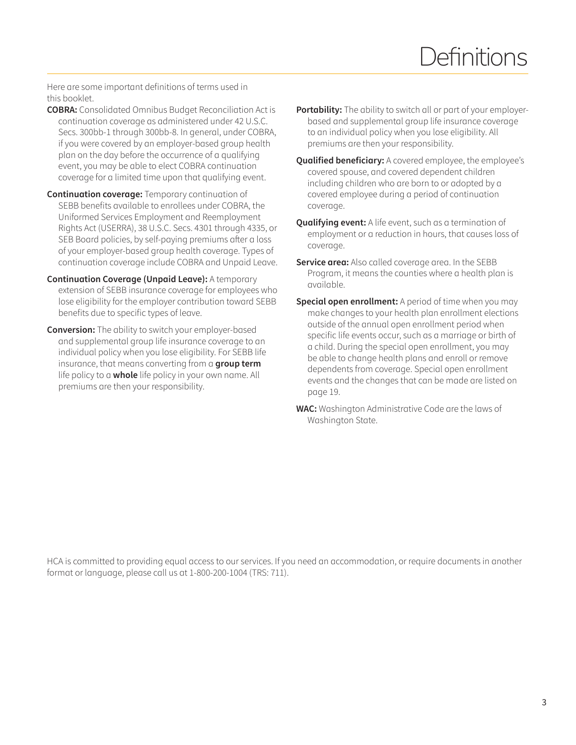# Definitions

Here are some important definitions of terms used in this booklet.

**COBRA:** Consolidated Omnibus Budget Reconciliation Act is continuation coverage as administered under 42 U.S.C. Secs. 300bb-1 through 300bb-8. In general, under COBRA, if you were covered by an employer-based group health plan on the day before the occurrence of a qualifying event, you may be able to elect COBRA continuation coverage for a limited time upon that qualifying event.

**Continuation coverage:** Temporary continuation of SEBB benefits available to enrollees under COBRA, the Uniformed Services Employment and Reemployment Rights Act (USERRA), 38 U.S.C. Secs. 4301 through 4335, or SEB Board policies, by self-paying premiums after a loss of your employer-based group health coverage. Types of continuation coverage include COBRA and Unpaid Leave.

**Continuation Coverage (Unpaid Leave):** A temporary extension of SEBB insurance coverage for employees who lose eligibility for the employer contribution toward SEBB benefits due to specific types of leave.

**Conversion:** The ability to switch your employer-based and supplemental group life insurance coverage to an individual policy when you lose eligibility. For SEBB life insurance, that means converting from a **group term** life policy to a **whole** life policy in your own name. All premiums are then your responsibility.

**Portability:** The ability to switch all or part of your employer-based and supplemental group life insurance coverage to an individual policy when you lose eligibility. All premiums are then your responsibility.

**Qualified beneficiary:** A covered employee, the employee's covered spouse, and covered dependent children including children who are born to or adopted by a covered employee during a period of continuation coverage.

**Qualifying event:** A life event, such as a termination of employment or a reduction in hours, that causes loss of coverage.

**Service area:** Also called coverage area. In the SEBB Program, it means the counties where a health plan is available.

**Special open enrollment:** A period of time when you may make changes to your health plan enrollment elections outside of the annual open enrollment period when specific life events occur, such as a marriage or birth of a child. During the special open enrollment, you may be able to change health plans and enroll or remove dependents from coverage. Special open enrollment events and the changes that can be made are listed on page 19.

**WAC:** Washington Administrative Code are the laws of Washington State.

HCA is committed to providing equal access to our services. If you need an accommodation, or require documents in another format or language, please call us at 1-800-200-1004 (TRS: 711).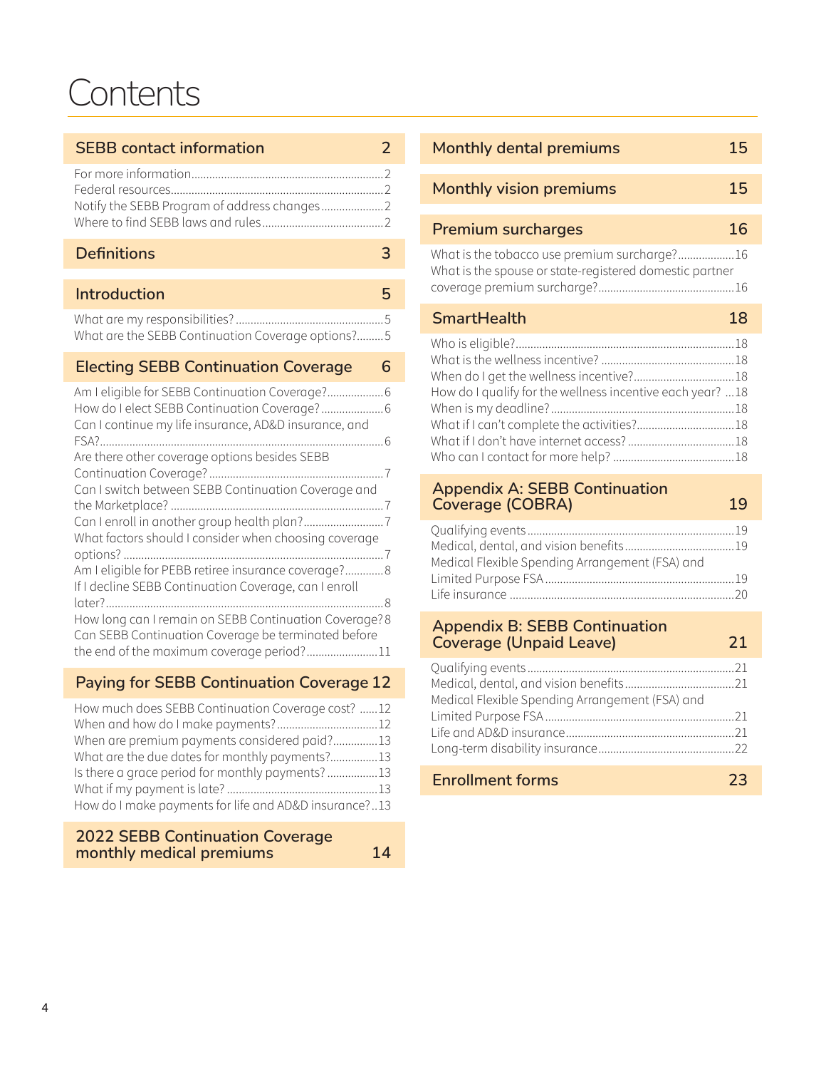# Contents

**SEBB contact information** 2

- For more information 2
- Federal resources 2
- Notify the SEBB Program of address changes 2
- Where to find SEBB laws and rules 2

**Definitions** 3

**Introduction** 5

- What are my responsibilities? 5
- What are the SEBB Continuation Coverage options? 5

**Electing SEBB Continuation Coverage** 6

- Am I eligible for SEBB Continuation Coverage? 6
- How do I elect SEBB Continuation Coverage? 6
- Can I continue my life insurance, AD&D insurance, and FSA? 6
- Are there other coverage options besides SEBB Continuation Coverage? 7
- Can I switch between SEBB Continuation Coverage and the Marketplace? 7
- Can I enroll in another group health plan? 7
- What factors should I consider when choosing coverage options? 7
- Am I eligible for PEBB retiree insurance coverage? 8
- If I decline SEBB Continuation Coverage, can I enroll later? 8
- How long can I remain on SEBB Continuation Coverage? 8
- Can SEBB Continuation Coverage be terminated before the end of the maximum coverage period? 11

**Paying for SEBB Continuation Coverage** 12

- How much does SEBB Continuation Coverage cost? 12
- When and how do I make payments? 12
- When are premium payments considered paid? 13
- What are the due dates for monthly payments? 13
- Is there a grace period for monthly payments? 13
- What if my payment is late? 13
- How do I make payments for life and AD&D insurance? 13

**2022 SEBB Continuation Coverage monthly medical premiums** 14

**Monthly dental premiums** 15

**Monthly vision premiums** 15

**Premium surcharges** 16

- What is the tobacco use premium surcharge? 16
- What is the spouse or state-registered domestic partner coverage premium surcharge? 16

**SmartHealth** 18

- Who is eligible? 18
- What is the wellness incentive? 18
- When do I get the wellness incentive? 18
- How do I qualify for the wellness incentive each year? 18
- When is my deadline? 18
- What if I can't complete the activities? 18
- What if I don't have internet access? 18
- Who can I contact for more help? 18

**Appendix A: SEBB Continuation Coverage (COBRA)** 19

- Qualifying events 19
- Medical, dental, and vision benefits 19
- Medical Flexible Spending Arrangement (FSA) and Limited Purpose FSA 19
- Life insurance 20

**Appendix B: SEBB Continuation Coverage (Unpaid Leave)** 21

- Qualifying events 21
- Medical, dental, and vision benefits 21
- Medical Flexible Spending Arrangement (FSA) and Limited Purpose FSA 21
- Life and AD&D insurance 21
- Long-term disability insurance 22

**Enrollment forms** 23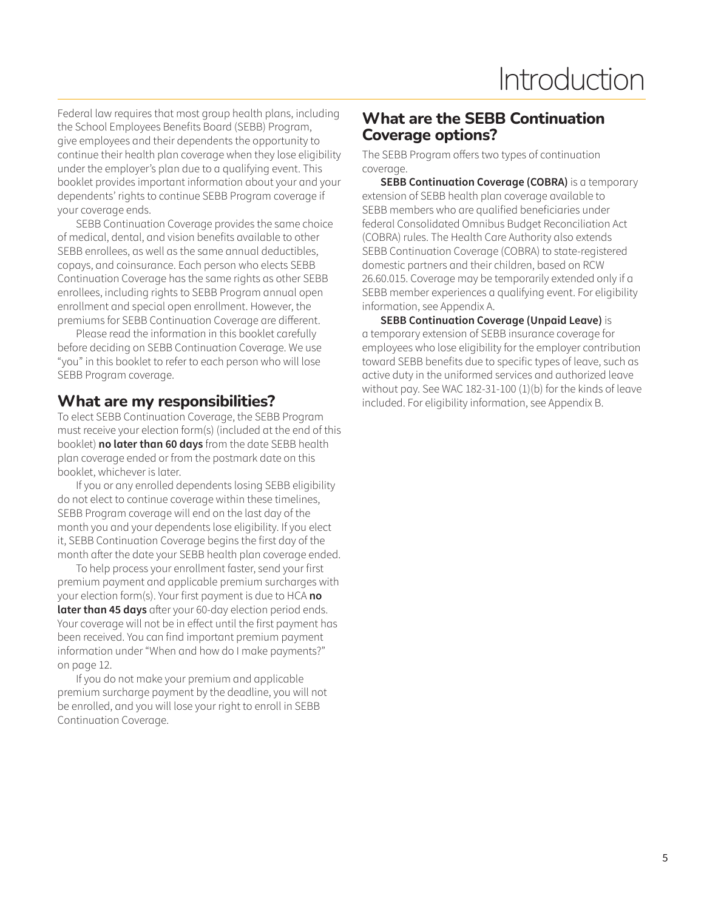# Introduction

Federal law requires that most group health plans, including the School Employees Benefits Board (SEBB) Program, give employees and their dependents the opportunity to continue their health plan coverage when they lose eligibility under the employer's plan due to a qualifying event. This booklet provides important information about your and your dependents' rights to continue SEBB Program coverage if your coverage ends.

SEBB Continuation Coverage provides the same choice of medical, dental, and vision benefits available to other SEBB enrollees, as well as the same annual deductibles, copays, and coinsurance. Each person who elects SEBB Continuation Coverage has the same rights as other SEBB enrollees, including rights to SEBB Program annual open enrollment and special open enrollment. However, the premiums for SEBB Continuation Coverage are different.

Please read the information in this booklet carefully before deciding on SEBB Continuation Coverage. We use "you" in this booklet to refer to each person who will lose SEBB Program coverage.

## What are my responsibilities?

To elect SEBB Continuation Coverage, the SEBB Program must receive your election form(s) (included at the end of this booklet) **no later than 60 days** from the date SEBB health plan coverage ended or from the postmark date on this booklet, whichever is later.

If you or any enrolled dependents losing SEBB eligibility do not elect to continue coverage within these timelines, SEBB Program coverage will end on the last day of the month you and your dependents lose eligibility. If you elect it, SEBB Continuation Coverage begins the first day of the month after the date your SEBB health plan coverage ended.

To help process your enrollment faster, send your first premium payment and applicable premium surcharges with your election form(s). Your first payment is due to HCA **no later than 45 days** after your 60-day election period ends. Your coverage will not be in effect until the first payment has been received. You can find important premium payment information under "When and how do I make payments?" on page 12.

If you do not make your premium and applicable premium surcharge payment by the deadline, you will not be enrolled, and you will lose your right to enroll in SEBB Continuation Coverage.

## What are the SEBB Continuation Coverage options?

The SEBB Program offers two types of continuation coverage.

**SEBB Continuation Coverage (COBRA)** is a temporary extension of SEBB health plan coverage available to SEBB members who are qualified beneficiaries under federal Consolidated Omnibus Budget Reconciliation Act (COBRA) rules. The Health Care Authority also extends SEBB Continuation Coverage (COBRA) to state-registered domestic partners and their children, based on RCW 26.60.015. Coverage may be temporarily extended only if a SEBB member experiences a qualifying event. For eligibility information, see Appendix A.

**SEBB Continuation Coverage (Unpaid Leave)** is a temporary extension of SEBB insurance coverage for employees who lose eligibility for the employer contribution toward SEBB benefits due to specific types of leave, such as active duty in the uniformed services and authorized leave without pay. See WAC 182-31-100 (1)(b) for the kinds of leave included. For eligibility information, see Appendix B.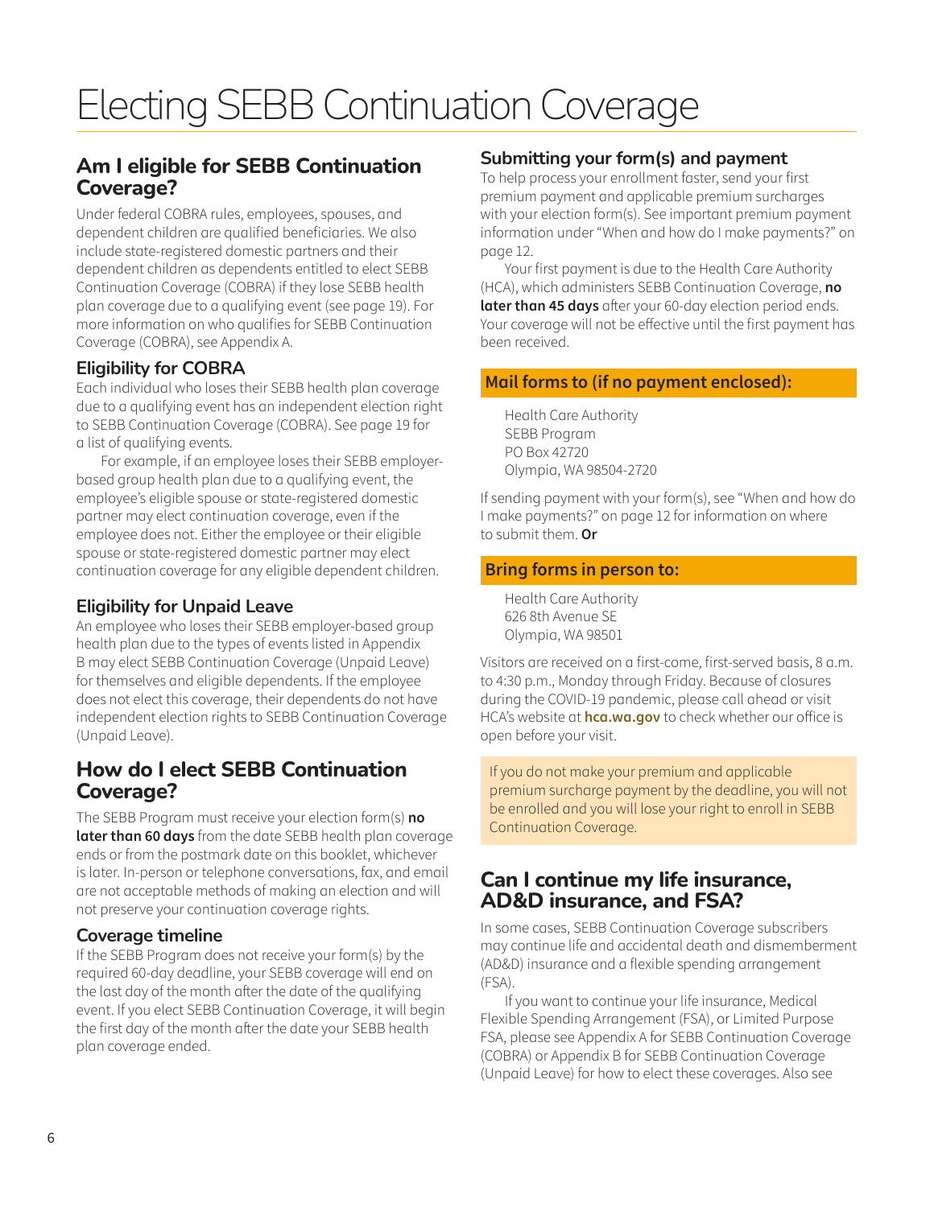# Electing SEBB Continuation Coverage

## Am I eligible for SEBB Continuation Coverage?

Under federal COBRA rules, employees, spouses, and dependent children are qualified beneficiaries. We also include state-registered domestic partners and their dependent children as dependents entitled to elect SEBB Continuation Coverage (COBRA) if they lose SEBB health plan coverage due to a qualifying event (see page 19). For more information on who qualifies for SEBB Continuation Coverage (COBRA), see Appendix A.

### Eligibility for COBRA

Each individual who loses their SEBB health plan coverage due to a qualifying event has an independent election right to SEBB Continuation Coverage (COBRA). See page 19 for a list of qualifying events.

For example, if an employee loses their SEBB employer-based group health plan due to a qualifying event, the employee's eligible spouse or state-registered domestic partner may elect continuation coverage, even if the employee does not. Either the employee or their eligible spouse or state-registered domestic partner may elect continuation coverage for any eligible dependent children.

### Eligibility for Unpaid Leave

An employee who loses their SEBB employer-based group health plan due to the types of events listed in Appendix B may elect SEBB Continuation Coverage (Unpaid Leave) for themselves and eligible dependents. If the employee does not elect this coverage, their dependents do not have independent election rights to SEBB Continuation Coverage (Unpaid Leave).

## How do I elect SEBB Continuation Coverage?

The SEBB Program must receive your election form(s) **no later than 60 days** from the date SEBB health plan coverage ends or from the postmark date on this booklet, whichever is later. In-person or telephone conversations, fax, and email are not acceptable methods of making an election and will not preserve your continuation coverage rights.

### Coverage timeline

If the SEBB Program does not receive your form(s) by the required 60-day deadline, your SEBB coverage will end on the last day of the month after the date of the qualifying event. If you elect SEBB Continuation Coverage, it will begin the first day of the month after the date your SEBB health plan coverage ended.

### Submitting your form(s) and payment

To help process your enrollment faster, send your first premium payment and applicable premium surcharges with your election form(s). See important premium payment information under "When and how do I make payments?" on page 12.

Your first payment is due to the Health Care Authority (HCA), which administers SEBB Continuation Coverage, **no later than 45 days** after your 60-day election period ends. Your coverage will not be effective until the first payment has been received.

**Mail forms to (if no payment enclosed):**

Health Care Authority
SEBB Program
PO Box 42720
Olympia, WA 98504-2720

If sending payment with your form(s), see "When and how do I make payments?" on page 12 for information on where to submit them. **Or**

**Bring forms in person to:**

Health Care Authority
626 8th Avenue SE
Olympia, WA 98501

Visitors are received on a first-come, first-served basis, 8 a.m. to 4:30 p.m., Monday through Friday. Because of closures during the COVID-19 pandemic, please call ahead or visit HCA's website at **hca.wa.gov** to check whether our office is open before your visit.

If you do not make your premium and applicable premium surcharge payment by the deadline, you will not be enrolled and you will lose your right to enroll in SEBB Continuation Coverage.

## Can I continue my life insurance, AD&D insurance, and FSA?

In some cases, SEBB Continuation Coverage subscribers may continue life and accidental death and dismemberment (AD&D) insurance and a flexible spending arrangement (FSA).

If you want to continue your life insurance, Medical Flexible Spending Arrangement (FSA), or Limited Purpose FSA, please see Appendix A for SEBB Continuation Coverage (COBRA) or Appendix B for SEBB Continuation Coverage (Unpaid Leave) for how to elect these coverages. Also see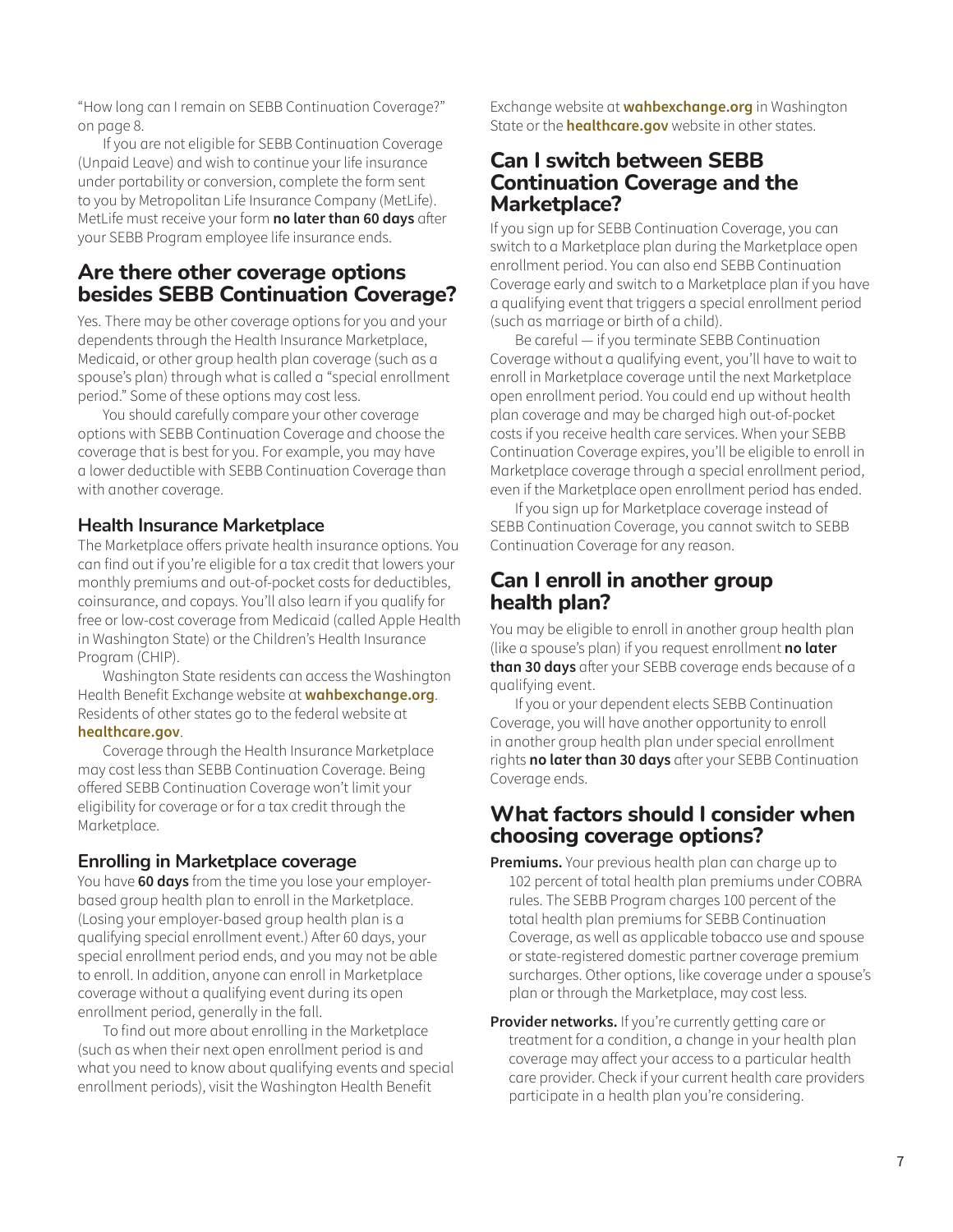"How long can I remain on SEBB Continuation Coverage?" on page 8.

If you are not eligible for SEBB Continuation Coverage (Unpaid Leave) and wish to continue your life insurance under portability or conversion, complete the form sent to you by Metropolitan Life Insurance Company (MetLife). MetLife must receive your form **no later than 60 days** after your SEBB Program employee life insurance ends.

## Are there other coverage options besides SEBB Continuation Coverage?

Yes. There may be other coverage options for you and your dependents through the Health Insurance Marketplace, Medicaid, or other group health plan coverage (such as a spouse's plan) through what is called a "special enrollment period." Some of these options may cost less.

You should carefully compare your other coverage options with SEBB Continuation Coverage and choose the coverage that is best for you. For example, you may have a lower deductible with SEBB Continuation Coverage than with another coverage.

### Health Insurance Marketplace

The Marketplace offers private health insurance options. You can find out if you're eligible for a tax credit that lowers your monthly premiums and out-of-pocket costs for deductibles, coinsurance, and copays. You'll also learn if you qualify for free or low-cost coverage from Medicaid (called Apple Health in Washington State) or the Children's Health Insurance Program (CHIP).

Washington State residents can access the Washington Health Benefit Exchange website at **wahbexchange.org**. Residents of other states go to the federal website at **healthcare.gov**.

Coverage through the Health Insurance Marketplace may cost less than SEBB Continuation Coverage. Being offered SEBB Continuation Coverage won't limit your eligibility for coverage or for a tax credit through the Marketplace.

### Enrolling in Marketplace coverage

You have **60 days** from the time you lose your employer-based group health plan to enroll in the Marketplace. (Losing your employer-based group health plan is a qualifying special enrollment event.) After 60 days, your special enrollment period ends, and you may not be able to enroll. In addition, anyone can enroll in Marketplace coverage without a qualifying event during its open enrollment period, generally in the fall.

To find out more about enrolling in the Marketplace (such as when their next open enrollment period is and what you need to know about qualifying events and special enrollment periods), visit the Washington Health Benefit Exchange website at **wahbexchange.org** in Washington State or the **healthcare.gov** website in other states.

## Can I switch between SEBB Continuation Coverage and the Marketplace?

If you sign up for SEBB Continuation Coverage, you can switch to a Marketplace plan during the Marketplace open enrollment period. You can also end SEBB Continuation Coverage early and switch to a Marketplace plan if you have a qualifying event that triggers a special enrollment period (such as marriage or birth of a child).

Be careful — if you terminate SEBB Continuation Coverage without a qualifying event, you'll have to wait to enroll in Marketplace coverage until the next Marketplace open enrollment period. You could end up without health plan coverage and may be charged high out-of-pocket costs if you receive health care services. When your SEBB Continuation Coverage expires, you'll be eligible to enroll in Marketplace coverage through a special enrollment period, even if the Marketplace open enrollment period has ended.

If you sign up for Marketplace coverage instead of SEBB Continuation Coverage, you cannot switch to SEBB Continuation Coverage for any reason.

## Can I enroll in another group health plan?

You may be eligible to enroll in another group health plan (like a spouse's plan) if you request enrollment **no later than 30 days** after your SEBB coverage ends because of a qualifying event.

If you or your dependent elects SEBB Continuation Coverage, you will have another opportunity to enroll in another group health plan under special enrollment rights **no later than 30 days** after your SEBB Continuation Coverage ends.

## What factors should I consider when choosing coverage options?

**Premiums.** Your previous health plan can charge up to 102 percent of total health plan premiums under COBRA rules. The SEBB Program charges 100 percent of the total health plan premiums for SEBB Continuation Coverage, as well as applicable tobacco use and spouse or state-registered domestic partner coverage premium surcharges. Other options, like coverage under a spouse's plan or through the Marketplace, may cost less.

**Provider networks.** If you're currently getting care or treatment for a condition, a change in your health plan coverage may affect your access to a particular health care provider. Check if your current health care providers participate in a health plan you're considering.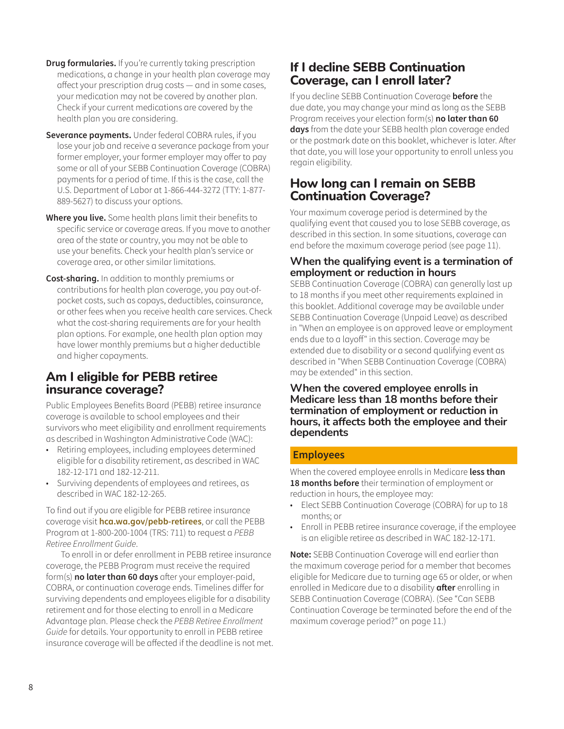**Drug formularies.** If you're currently taking prescription medications, a change in your health plan coverage may affect your prescription drug costs — and in some cases, your medication may not be covered by another plan. Check if your current medications are covered by the health plan you are considering.

**Severance payments.** Under federal COBRA rules, if you lose your job and receive a severance package from your former employer, your former employer may offer to pay some or all of your SEBB Continuation Coverage (COBRA) payments for a period of time. If this is the case, call the U.S. Department of Labor at 1-866-444-3272 (TTY: 1-877-889-5627) to discuss your options.

**Where you live.** Some health plans limit their benefits to specific service or coverage areas. If you move to another area of the state or country, you may not be able to use your benefits. Check your health plan's service or coverage area, or other similar limitations.

**Cost-sharing.** In addition to monthly premiums or contributions for health plan coverage, you pay out-of-pocket costs, such as copays, deductibles, coinsurance, or other fees when you receive health care services. Check what the cost-sharing requirements are for your health plan options. For example, one health plan option may have lower monthly premiums but a higher deductible and higher copayments.

## Am I eligible for PEBB retiree insurance coverage?

Public Employees Benefits Board (PEBB) retiree insurance coverage is available to school employees and their survivors who meet eligibility and enrollment requirements as described in Washington Administrative Code (WAC):

- Retiring employees, including employees determined eligible for a disability retirement, as described in WAC 182-12-171 and 182-12-211.
- Surviving dependents of employees and retirees, as described in WAC 182-12-265.

To find out if you are eligible for PEBB retiree insurance coverage visit **hca.wa.gov/pebb-retirees**, or call the PEBB Program at 1-800-200-1004 (TRS: 711) to request a *PEBB Retiree Enrollment Guide*.

To enroll in or defer enrollment in PEBB retiree insurance coverage, the PEBB Program must receive the required form(s) **no later than 60 days** after your employer-paid, COBRA, or continuation coverage ends. Timelines differ for surviving dependents and employees eligible for a disability retirement and for those electing to enroll in a Medicare Advantage plan. Please check the *PEBB Retiree Enrollment Guide* for details. Your opportunity to enroll in PEBB retiree insurance coverage will be affected if the deadline is not met.

## If I decline SEBB Continuation Coverage, can I enroll later?

If you decline SEBB Continuation Coverage **before** the due date, you may change your mind as long as the SEBB Program receives your election form(s) **no later than 60 days** from the date your SEBB health plan coverage ended or the postmark date on this booklet, whichever is later. After that date, you will lose your opportunity to enroll unless you regain eligibility.

## How long can I remain on SEBB Continuation Coverage?

Your maximum coverage period is determined by the qualifying event that caused you to lose SEBB coverage, as described in this section. In some situations, coverage can end before the maximum coverage period (see page 11).

### When the qualifying event is a termination of employment or reduction in hours

SEBB Continuation Coverage (COBRA) can generally last up to 18 months if you meet other requirements explained in this booklet. Additional coverage may be available under SEBB Continuation Coverage (Unpaid Leave) as described in "When an employee is on approved leave or employment ends due to a layoff" in this section. Coverage may be extended due to disability or a second qualifying event as described in "When SEBB Continuation Coverage (COBRA) may be extended" in this section.

### When the covered employee enrolls in Medicare less than 18 months before their termination of employment or reduction in hours, it affects both the employee and their dependents

#### Employees

When the covered employee enrolls in Medicare **less than 18 months before** their termination of employment or reduction in hours, the employee may:

- Elect SEBB Continuation Coverage (COBRA) for up to 18 months; or
- Enroll in PEBB retiree insurance coverage, if the employee is an eligible retiree as described in WAC 182-12-171.

**Note:** SEBB Continuation Coverage will end earlier than the maximum coverage period for a member that becomes eligible for Medicare due to turning age 65 or older, or when enrolled in Medicare due to a disability **after** enrolling in SEBB Continuation Coverage (COBRA). (See "Can SEBB Continuation Coverage be terminated before the end of the maximum coverage period?" on page 11.)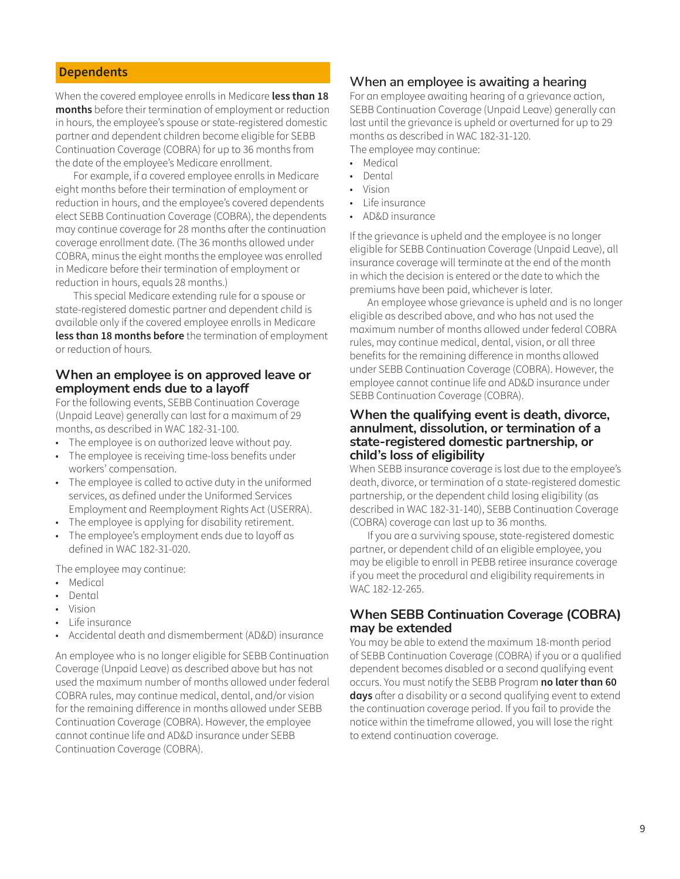## Dependents

When the covered employee enrolls in Medicare **less than 18 months** before their termination of employment or reduction in hours, the employee's spouse or state-registered domestic partner and dependent children become eligible for SEBB Continuation Coverage (COBRA) for up to 36 months from the date of the employee's Medicare enrollment.

For example, if a covered employee enrolls in Medicare eight months before their termination of employment or reduction in hours, and the employee's covered dependents elect SEBB Continuation Coverage (COBRA), the dependents may continue coverage for 28 months after the continuation coverage enrollment date. (The 36 months allowed under COBRA, minus the eight months the employee was enrolled in Medicare before their termination of employment or reduction in hours, equals 28 months.)

This special Medicare extending rule for a spouse or state-registered domestic partner and dependent child is available only if the covered employee enrolls in Medicare **less than 18 months before** the termination of employment or reduction of hours.

### When an employee is on approved leave or employment ends due to a layoff

For the following events, SEBB Continuation Coverage (Unpaid Leave) generally can last for a maximum of 29 months, as described in WAC 182-31-100.

- The employee is on authorized leave without pay.
- The employee is receiving time-loss benefits under workers' compensation.
- The employee is called to active duty in the uniformed services, as defined under the Uniformed Services Employment and Reemployment Rights Act (USERRA).
- The employee is applying for disability retirement.
- The employee's employment ends due to layoff as defined in WAC 182-31-020.

The employee may continue:

- Medical
- Dental
- Vision
- Life insurance
- Accidental death and dismemberment (AD&D) insurance

An employee who is no longer eligible for SEBB Continuation Coverage (Unpaid Leave) as described above but has not used the maximum number of months allowed under federal COBRA rules, may continue medical, dental, and/or vision for the remaining difference in months allowed under SEBB Continuation Coverage (COBRA). However, the employee cannot continue life and AD&D insurance under SEBB Continuation Coverage (COBRA).

### When an employee is awaiting a hearing

For an employee awaiting hearing of a grievance action, SEBB Continuation Coverage (Unpaid Leave) generally can last until the grievance is upheld or overturned for up to 29 months as described in WAC 182-31-120.

The employee may continue:

- Medical
- Dental
- Vision
- Life insurance
- AD&D insurance

If the grievance is upheld and the employee is no longer eligible for SEBB Continuation Coverage (Unpaid Leave), all insurance coverage will terminate at the end of the month in which the decision is entered or the date to which the premiums have been paid, whichever is later.

An employee whose grievance is upheld and is no longer eligible as described above, and who has not used the maximum number of months allowed under federal COBRA rules, may continue medical, dental, vision, or all three benefits for the remaining difference in months allowed under SEBB Continuation Coverage (COBRA). However, the employee cannot continue life and AD&D insurance under SEBB Continuation Coverage (COBRA).

### When the qualifying event is death, divorce, annulment, dissolution, or termination of a state-registered domestic partnership, or child's loss of eligibility

When SEBB insurance coverage is lost due to the employee's death, divorce, or termination of a state-registered domestic partnership, or the dependent child losing eligibility (as described in WAC 182-31-140), SEBB Continuation Coverage (COBRA) coverage can last up to 36 months.

If you are a surviving spouse, state-registered domestic partner, or dependent child of an eligible employee, you may be eligible to enroll in PEBB retiree insurance coverage if you meet the procedural and eligibility requirements in WAC 182-12-265.

### When SEBB Continuation Coverage (COBRA) may be extended

You may be able to extend the maximum 18-month period of SEBB Continuation Coverage (COBRA) if you or a qualified dependent becomes disabled or a second qualifying event occurs. You must notify the SEBB Program **no later than 60 days** after a disability or a second qualifying event to extend the continuation coverage period. If you fail to provide the notice within the timeframe allowed, you will lose the right to extend continuation coverage.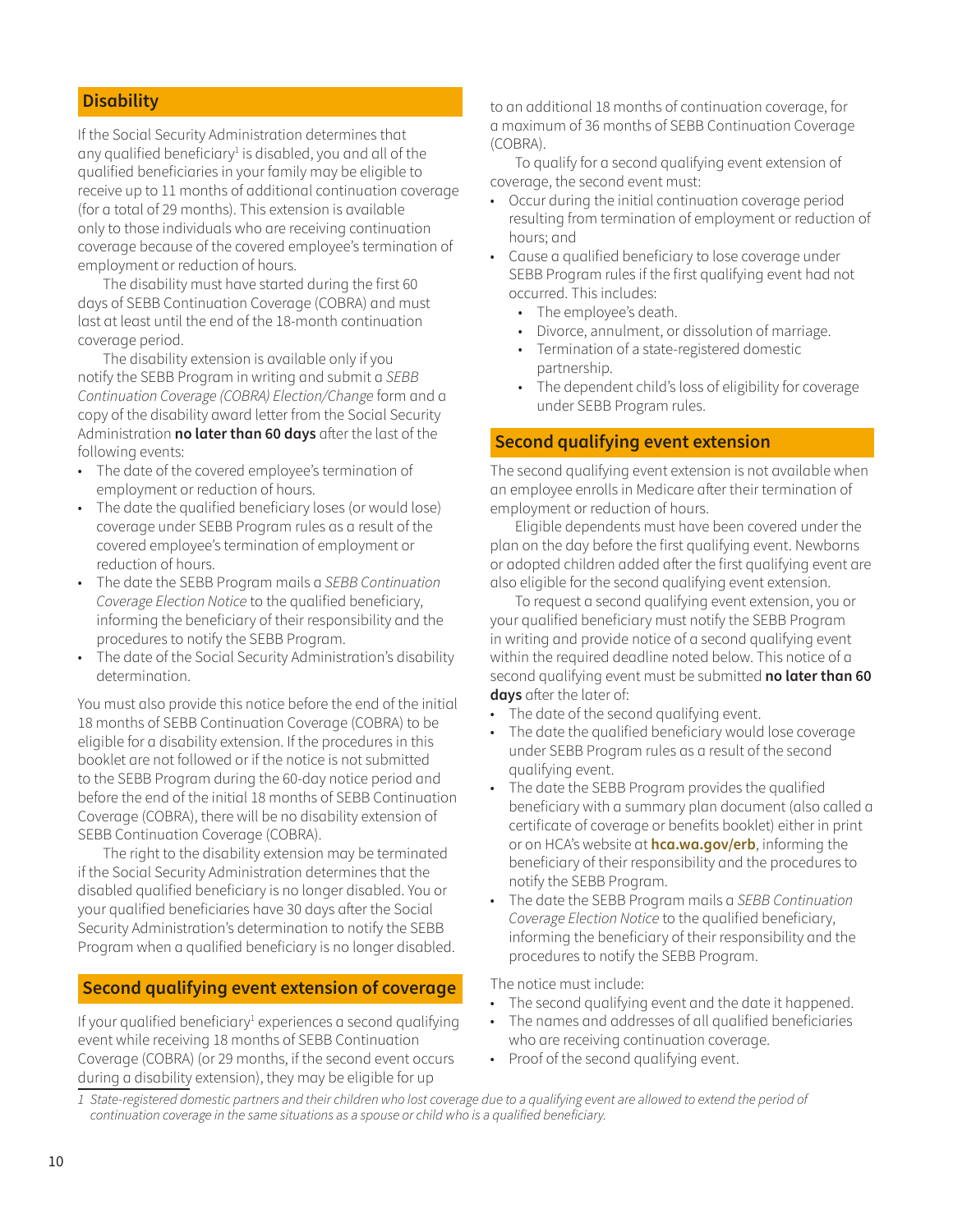## Disability

If the Social Security Administration determines that any qualified beneficiary[1] is disabled, you and all of the qualified beneficiaries in your family may be eligible to receive up to 11 months of additional continuation coverage (for a total of 29 months). This extension is available only to those individuals who are receiving continuation coverage because of the covered employee's termination of employment or reduction of hours.

The disability must have started during the first 60 days of SEBB Continuation Coverage (COBRA) and must last at least until the end of the 18-month continuation coverage period.

The disability extension is available only if you notify the SEBB Program in writing and submit a *SEBB Continuation Coverage (COBRA) Election/Change* form and a copy of the disability award letter from the Social Security Administration **no later than 60 days** after the last of the following events:

- The date of the covered employee's termination of employment or reduction of hours.
- The date the qualified beneficiary loses (or would lose) coverage under SEBB Program rules as a result of the covered employee's termination of employment or reduction of hours.
- The date the SEBB Program mails a *SEBB Continuation Coverage Election Notice* to the qualified beneficiary, informing the beneficiary of their responsibility and the procedures to notify the SEBB Program.
- The date of the Social Security Administration's disability determination.

You must also provide this notice before the end of the initial 18 months of SEBB Continuation Coverage (COBRA) to be eligible for a disability extension. If the procedures in this booklet are not followed or if the notice is not submitted to the SEBB Program during the 60-day notice period and before the end of the initial 18 months of SEBB Continuation Coverage (COBRA), there will be no disability extension of SEBB Continuation Coverage (COBRA).

The right to the disability extension may be terminated if the Social Security Administration determines that the disabled qualified beneficiary is no longer disabled. You or your qualified beneficiaries have 30 days after the Social Security Administration's determination to notify the SEBB Program when a qualified beneficiary is no longer disabled.

## Second qualifying event extension of coverage

If your qualified beneficiary[1] experiences a second qualifying event while receiving 18 months of SEBB Continuation Coverage (COBRA) (or 29 months, if the second event occurs during a disability extension), they may be eligible for up to an additional 18 months of continuation coverage, for a maximum of 36 months of SEBB Continuation Coverage (COBRA).

To qualify for a second qualifying event extension of coverage, the second event must:

- Occur during the initial continuation coverage period resulting from termination of employment or reduction of hours; and
- Cause a qualified beneficiary to lose coverage under SEBB Program rules if the first qualifying event had not occurred. This includes:
  - The employee's death.
  - Divorce, annulment, or dissolution of marriage.
  - Termination of a state-registered domestic partnership.
  - The dependent child's loss of eligibility for coverage under SEBB Program rules.

## Second qualifying event extension

The second qualifying event extension is not available when an employee enrolls in Medicare after their termination of employment or reduction of hours.

Eligible dependents must have been covered under the plan on the day before the first qualifying event. Newborns or adopted children added after the first qualifying event are also eligible for the second qualifying event extension.

To request a second qualifying event extension, you or your qualified beneficiary must notify the SEBB Program in writing and provide notice of a second qualifying event within the required deadline noted below. This notice of a second qualifying event must be submitted **no later than 60 days** after the later of:

- The date of the second qualifying event.
- The date the qualified beneficiary would lose coverage under SEBB Program rules as a result of the second qualifying event.
- The date the SEBB Program provides the qualified beneficiary with a summary plan document (also called a certificate of coverage or benefits booklet) either in print or on HCA's website at **hca.wa.gov/erb**, informing the beneficiary of their responsibility and the procedures to notify the SEBB Program.
- The date the SEBB Program mails a *SEBB Continuation Coverage Election Notice* to the qualified beneficiary, informing the beneficiary of their responsibility and the procedures to notify the SEBB Program.

The notice must include:

- The second qualifying event and the date it happened.
- The names and addresses of all qualified beneficiaries who are receiving continuation coverage.
- Proof of the second qualifying event.

*1 State-registered domestic partners and their children who lost coverage due to a qualifying event are allowed to extend the period of continuation coverage in the same situations as a spouse or child who is a qualified beneficiary.*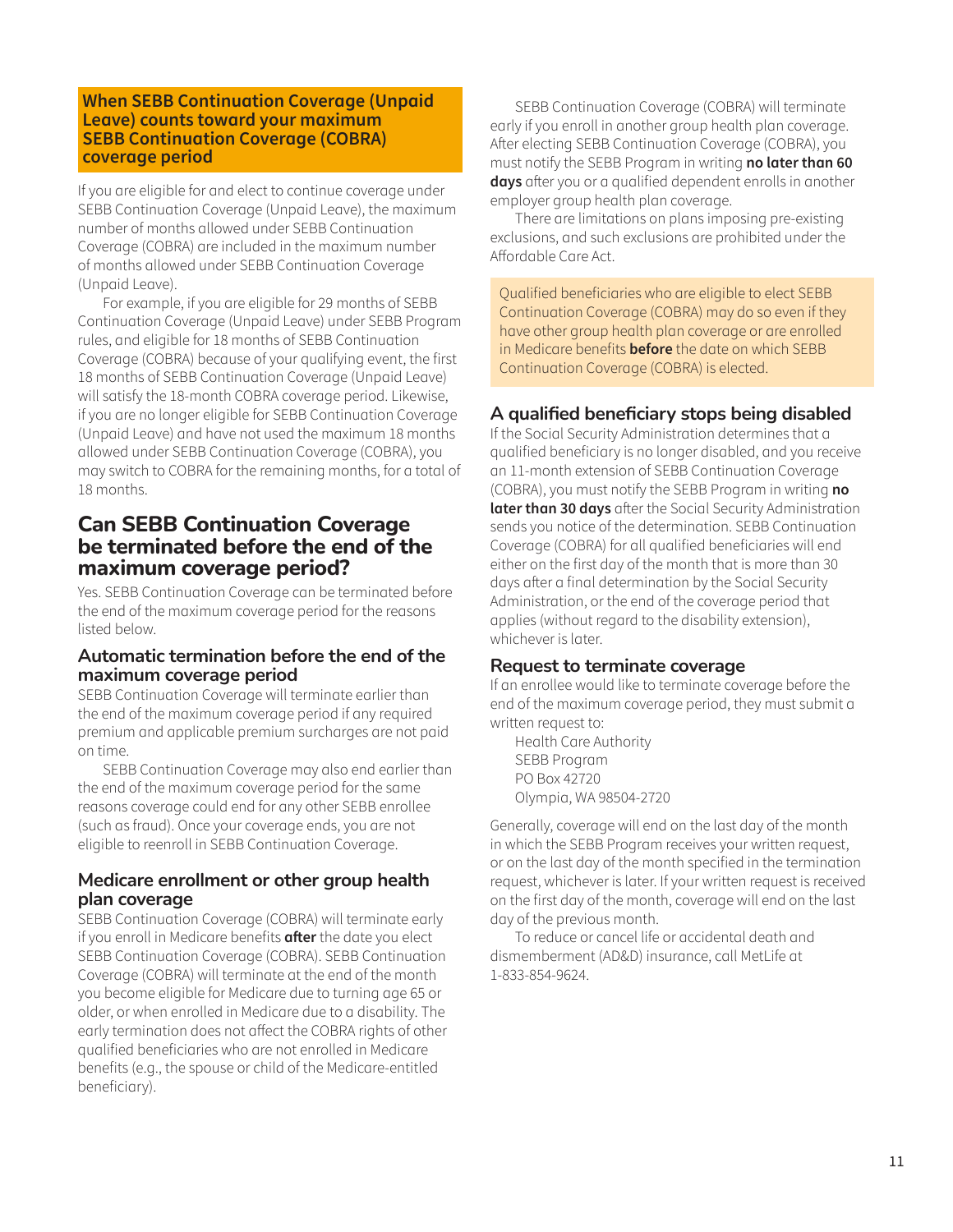### When SEBB Continuation Coverage (Unpaid Leave) counts toward your maximum SEBB Continuation Coverage (COBRA) coverage period

If you are eligible for and elect to continue coverage under SEBB Continuation Coverage (Unpaid Leave), the maximum number of months allowed under SEBB Continuation Coverage (COBRA) are included in the maximum number of months allowed under SEBB Continuation Coverage (Unpaid Leave).

For example, if you are eligible for 29 months of SEBB Continuation Coverage (Unpaid Leave) under SEBB Program rules, and eligible for 18 months of SEBB Continuation Coverage (COBRA) because of your qualifying event, the first 18 months of SEBB Continuation Coverage (Unpaid Leave) will satisfy the 18-month COBRA coverage period. Likewise, if you are no longer eligible for SEBB Continuation Coverage (Unpaid Leave) and have not used the maximum 18 months allowed under SEBB Continuation Coverage (COBRA), you may switch to COBRA for the remaining months, for a total of 18 months.

## Can SEBB Continuation Coverage be terminated before the end of the maximum coverage period?

Yes. SEBB Continuation Coverage can be terminated before the end of the maximum coverage period for the reasons listed below.

### Automatic termination before the end of the maximum coverage period

SEBB Continuation Coverage will terminate earlier than the end of the maximum coverage period if any required premium and applicable premium surcharges are not paid on time.

SEBB Continuation Coverage may also end earlier than the end of the maximum coverage period for the same reasons coverage could end for any other SEBB enrollee (such as fraud). Once your coverage ends, you are not eligible to reenroll in SEBB Continuation Coverage.

### Medicare enrollment or other group health plan coverage

SEBB Continuation Coverage (COBRA) will terminate early if you enroll in Medicare benefits **after** the date you elect SEBB Continuation Coverage (COBRA). SEBB Continuation Coverage (COBRA) will terminate at the end of the month you become eligible for Medicare due to turning age 65 or older, or when enrolled in Medicare due to a disability. The early termination does not affect the COBRA rights of other qualified beneficiaries who are not enrolled in Medicare benefits (e.g., the spouse or child of the Medicare-entitled beneficiary).

SEBB Continuation Coverage (COBRA) will terminate early if you enroll in another group health plan coverage. After electing SEBB Continuation Coverage (COBRA), you must notify the SEBB Program in writing **no later than 60 days** after you or a qualified dependent enrolls in another employer group health plan coverage.

There are limitations on plans imposing pre-existing exclusions, and such exclusions are prohibited under the Affordable Care Act.

Qualified beneficiaries who are eligible to elect SEBB Continuation Coverage (COBRA) may do so even if they have other group health plan coverage or are enrolled in Medicare benefits **before** the date on which SEBB Continuation Coverage (COBRA) is elected.

### A qualified beneficiary stops being disabled

If the Social Security Administration determines that a qualified beneficiary is no longer disabled, and you receive an 11-month extension of SEBB Continuation Coverage (COBRA), you must notify the SEBB Program in writing **no later than 30 days** after the Social Security Administration sends you notice of the determination. SEBB Continuation Coverage (COBRA) for all qualified beneficiaries will end either on the first day of the month that is more than 30 days after a final determination by the Social Security Administration, or the end of the coverage period that applies (without regard to the disability extension), whichever is later.

### Request to terminate coverage

If an enrollee would like to terminate coverage before the end of the maximum coverage period, they must submit a written request to:

Health Care Authority
SEBB Program
PO Box 42720
Olympia, WA 98504-2720

Generally, coverage will end on the last day of the month in which the SEBB Program receives your written request, or on the last day of the month specified in the termination request, whichever is later. If your written request is received on the first day of the month, coverage will end on the last day of the previous month.

To reduce or cancel life or accidental death and dismemberment (AD&D) insurance, call MetLife at 1-833-854-9624.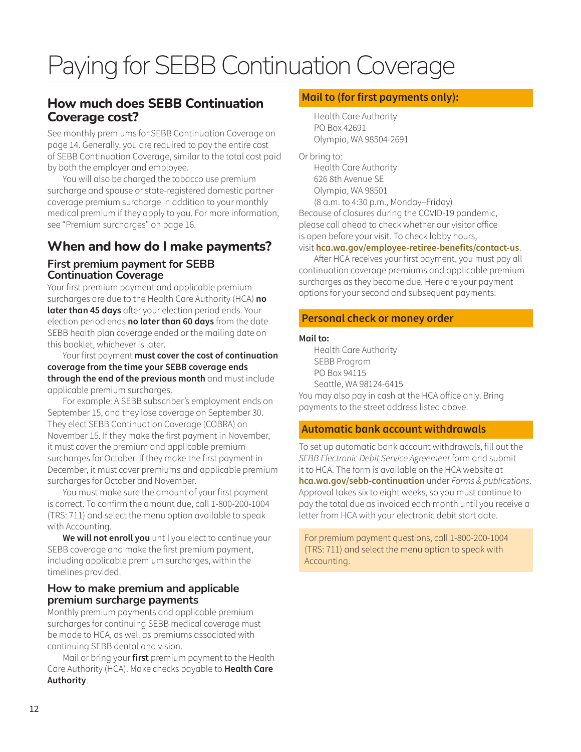# Paying for SEBB Continuation Coverage

## How much does SEBB Continuation Coverage cost?

See monthly premiums for SEBB Continuation Coverage on page 14. Generally, you are required to pay the entire cost of SEBB Continuation Coverage, similar to the total cost paid by both the employer and employee.

You will also be charged the tobacco use premium surcharge and spouse or state-registered domestic partner coverage premium surcharge in addition to your monthly medical premium if they apply to you. For more information, see "Premium surcharges" on page 16.

## When and how do I make payments?

### First premium payment for SEBB Continuation Coverage

Your first premium payment and applicable premium surcharges are due to the Health Care Authority (HCA) **no later than 45 days** after your election period ends. Your election period ends **no later than 60 days** from the date SEBB health plan coverage ended or the mailing date on this booklet, whichever is later.

Your first payment **must cover the cost of continuation coverage from the time your SEBB coverage ends through the end of the previous month** and must include applicable premium surcharges.

For example: A SEBB subscriber's employment ends on September 15, and they lose coverage on September 30. They elect SEBB Continuation Coverage (COBRA) on November 15. If they make the first payment in November, it must cover the premium and applicable premium surcharges for October. If they make the first payment in December, it must cover premiums and applicable premium surcharges for October and November.

You must make sure the amount of your first payment is correct. To confirm the amount due, call 1-800-200-1004 (TRS: 711) and select the menu option available to speak with Accounting.

**We will not enroll you** until you elect to continue your SEBB coverage and make the first premium payment, including applicable premium surcharges, within the timelines provided.

### How to make premium and applicable premium surcharge payments

Monthly premium payments and applicable premium surcharges for continuing SEBB medical coverage must be made to HCA, as well as premiums associated with continuing SEBB dental and vision.

Mail or bring your **first** premium payment to the Health Care Authority (HCA). Make checks payable to **Health Care Authority**.

#### Mail to (for first payments only):

Health Care Authority
PO Box 42691
Olympia, WA 98504-2691

Or bring to:

Health Care Authority
626 8th Avenue SE
Olympia, WA 98501
(8 a.m. to 4:30 p.m., Monday–Friday)

Because of closures during the COVID-19 pandemic, please call ahead to check whether our visitor office is open before your visit. To check lobby hours, visit **hca.wa.gov/employee-retiree-benefits/contact-us**.

After HCA receives your first payment, you must pay all continuation coverage premiums and applicable premium surcharges as they become due. Here are your payment options for your second and subsequent payments:

#### Personal check or money order

**Mail to:**

Health Care Authority
SEBB Program
PO Box 94115
Seattle, WA 98124-6415

You may also pay in cash at the HCA office only. Bring payments to the street address listed above.

#### Automatic bank account withdrawals

To set up automatic bank account withdrawals, fill out the *SEBB Electronic Debit Service Agreement* form and submit it to HCA. The form is available on the HCA website at **hca.wa.gov/sebb-continuation** under *Forms & publications*. Approval takes six to eight weeks, so you must continue to pay the total due as invoiced each month until you receive a letter from HCA with your electronic debit start date.

For premium payment questions, call 1-800-200-1004 (TRS: 711) and select the menu option to speak with Accounting.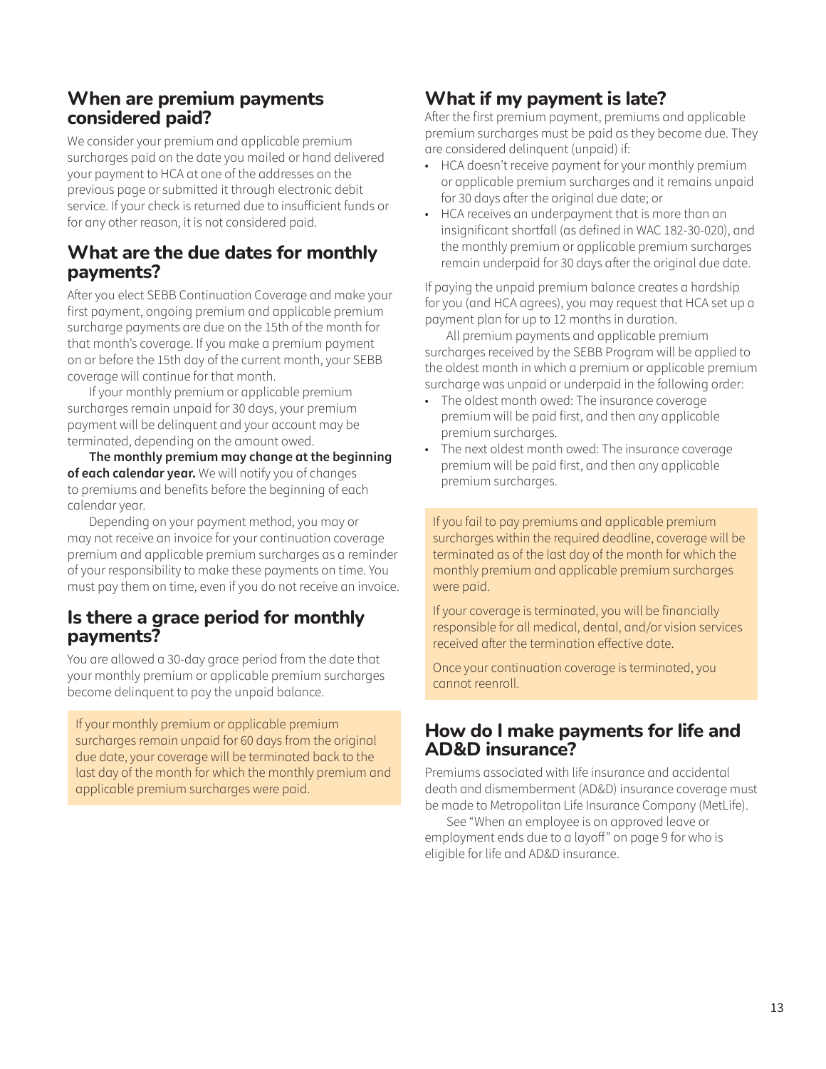## When are premium payments considered paid?

We consider your premium and applicable premium surcharges paid on the date you mailed or hand delivered your payment to HCA at one of the addresses on the previous page or submitted it through electronic debit service. If your check is returned due to insufficient funds or for any other reason, it is not considered paid.

## What are the due dates for monthly payments?

After you elect SEBB Continuation Coverage and make your first payment, ongoing premium and applicable premium surcharge payments are due on the 15th of the month for that month's coverage. If you make a premium payment on or before the 15th day of the current month, your SEBB coverage will continue for that month.

If your monthly premium or applicable premium surcharges remain unpaid for 30 days, your premium payment will be delinquent and your account may be terminated, depending on the amount owed.

**The monthly premium may change at the beginning of each calendar year.** We will notify you of changes to premiums and benefits before the beginning of each calendar year.

Depending on your payment method, you may or may not receive an invoice for your continuation coverage premium and applicable premium surcharges as a reminder of your responsibility to make these payments on time. You must pay them on time, even if you do not receive an invoice.

## Is there a grace period for monthly payments?

You are allowed a 30-day grace period from the date that your monthly premium or applicable premium surcharges become delinquent to pay the unpaid balance.

If your monthly premium or applicable premium surcharges remain unpaid for 60 days from the original due date, your coverage will be terminated back to the last day of the month for which the monthly premium and applicable premium surcharges were paid.

## What if my payment is late?

After the first premium payment, premiums and applicable premium surcharges must be paid as they become due. They are considered delinquent (unpaid) if:

- HCA doesn't receive payment for your monthly premium or applicable premium surcharges and it remains unpaid for 30 days after the original due date; or
- HCA receives an underpayment that is more than an insignificant shortfall (as defined in WAC 182-30-020), and the monthly premium or applicable premium surcharges remain underpaid for 30 days after the original due date.

If paying the unpaid premium balance creates a hardship for you (and HCA agrees), you may request that HCA set up a payment plan for up to 12 months in duration.

All premium payments and applicable premium surcharges received by the SEBB Program will be applied to the oldest month in which a premium or applicable premium surcharge was unpaid or underpaid in the following order:

- The oldest month owed: The insurance coverage premium will be paid first, and then any applicable premium surcharges.
- The next oldest month owed: The insurance coverage premium will be paid first, and then any applicable premium surcharges.

If you fail to pay premiums and applicable premium surcharges within the required deadline, coverage will be terminated as of the last day of the month for which the monthly premium and applicable premium surcharges were paid.

If your coverage is terminated, you will be financially responsible for all medical, dental, and/or vision services received after the termination effective date.

Once your continuation coverage is terminated, you cannot reenroll.

## How do I make payments for life and AD&D insurance?

Premiums associated with life insurance and accidental death and dismemberment (AD&D) insurance coverage must be made to Metropolitan Life Insurance Company (MetLife).

See "When an employee is on approved leave or employment ends due to a layoff" on page 9 for who is eligible for life and AD&D insurance.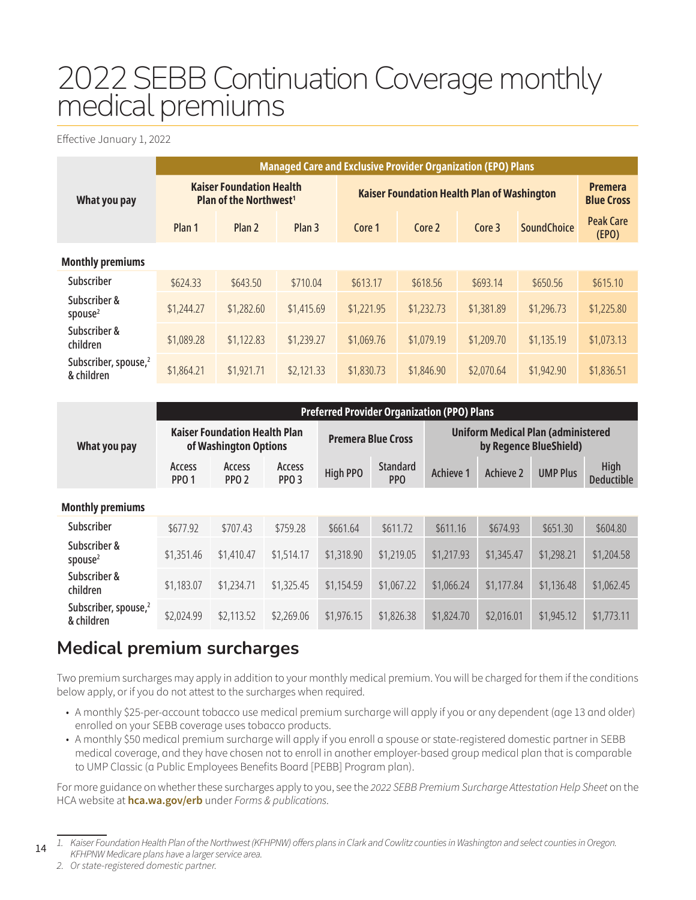# 2022 SEBB Continuation Coverage monthly medical premiums

Effective January 1, 2022

| What you pay | Managed Care and Exclusive Provider Organization (EPO) Plans | | | | | | | |
|---|---|---|---|---|---|---|---|---|
| | Kaiser Foundation Health Plan of the Northwest[1] | | | Kaiser Foundation Health Plan of Washington | | | | Premera Blue Cross |
| | Plan 1 | Plan 2 | Plan 3 | Core 1 | Core 2 | Core 3 | SoundChoice | Peak Care (EPO) |
| **Monthly premiums** | | | | | | | | |
| Subscriber | $624.33 | $643.50 | $710.04 | $613.17 | $618.56 | $693.14 | $650.56 | $615.10 |
| Subscriber & spouse[2] | $1,244.27 | $1,282.60 | $1,415.69 | $1,221.95 | $1,232.73 | $1,381.89 | $1,296.73 | $1,225.80 |
| Subscriber & children | $1,089.28 | $1,122.83 | $1,239.27 | $1,069.76 | $1,079.19 | $1,209.70 | $1,135.19 | $1,073.13 |
| Subscriber, spouse,[2] & children | $1,864.21 | $1,921.71 | $2,121.33 | $1,830.73 | $1,846.90 | $2,070.64 | $1,942.90 | $1,836.51 |

| What you pay | Preferred Provider Organization (PPO) Plans | | | | | | | | |
|---|---|---|---|---|---|---|---|---|---|
| | Kaiser Foundation Health Plan of Washington Options | | | Premera Blue Cross | | Uniform Medical Plan (administered by Regence BlueShield) | | | |
| | Access PPO 1 | Access PPO 2 | Access PPO 3 | High PPO | Standard PPO | Achieve 1 | Achieve 2 | UMP Plus | High Deductible |
| **Monthly premiums** | | | | | | | | | |
| Subscriber | $677.92 | $707.43 | $759.28 | $661.64 | $611.72 | $611.16 | $674.93 | $651.30 | $604.80 |
| Subscriber & spouse[2] | $1,351.46 | $1,410.47 | $1,514.17 | $1,318.90 | $1,219.05 | $1,217.93 | $1,345.47 | $1,298.21 | $1,204.58 |
| Subscriber & children | $1,183.07 | $1,234.71 | $1,325.45 | $1,154.59 | $1,067.22 | $1,066.24 | $1,177.84 | $1,136.48 | $1,062.45 |
| Subscriber, spouse,[2] & children | $2,024.99 | $2,113.52 | $2,269.06 | $1,976.15 | $1,826.38 | $1,824.70 | $2,016.01 | $1,945.12 | $1,773.11 |

## Medical premium surcharges

Two premium surcharges may apply in addition to your monthly medical premium. You will be charged for them if the conditions below apply, or if you do not attest to the surcharges when required.

- A monthly $25-per-account tobacco use medical premium surcharge will apply if you or any dependent (age 13 and older) enrolled on your SEBB coverage uses tobacco products.
- A monthly $50 medical premium surcharge will apply if you enroll a spouse or state-registered domestic partner in SEBB medical coverage, and they have chosen not to enroll in another employer-based group medical plan that is comparable to UMP Classic (a Public Employees Benefits Board [PEBB] Program plan).

For more guidance on whether these surcharges apply to you, see the *2022 SEBB Premium Surcharge Attestation Help Sheet* on the HCA website at **hca.wa.gov/erb** under *Forms & publications*.

---

1. *Kaiser Foundation Health Plan of the Northwest (KFHPNW) offers plans in Clark and Cowlitz counties in Washington and select counties in Oregon. KFHPNW Medicare plans have a larger service area.*
2. *Or state-registered domestic partner.*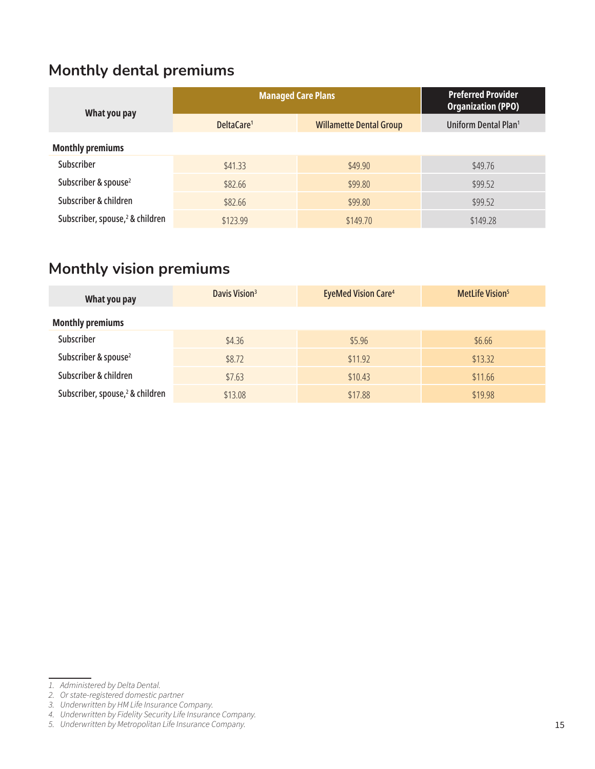## Monthly dental premiums

| What you pay | Managed Care Plans | | Preferred Provider Organization (PPO) |
|---|---|---|---|
| | DeltaCare[1] | Willamette Dental Group | Uniform Dental Plan[1] |
| **Monthly premiums** | | | |
| Subscriber | $41.33 | $49.90 | $49.76 |
| Subscriber & spouse[2] | $82.66 | $99.80 | $99.52 |
| Subscriber & children | $82.66 | $99.80 | $99.52 |
| Subscriber, spouse,[2] & children | $123.99 | $149.70 | $149.28 |

## Monthly vision premiums

| What you pay | Davis Vision[3] | EyeMed Vision Care[4] | MetLife Vision[5] |
|---|---|---|---|
| **Monthly premiums** | | | |
| Subscriber | $4.36 | $5.96 | $6.66 |
| Subscriber & spouse[2] | $8.72 | $11.92 | $13.32 |
| Subscriber & children | $7.63 | $10.43 | $11.66 |
| Subscriber, spouse,[2] & children | $13.08 | $17.88 | $19.98 |

1. *Administered by Delta Dental.*
2. *Or state-registered domestic partner*
3. *Underwritten by HM Life Insurance Company.*
4. *Underwritten by Fidelity Security Life Insurance Company.*
5. *Underwritten by Metropolitan Life Insurance Company.*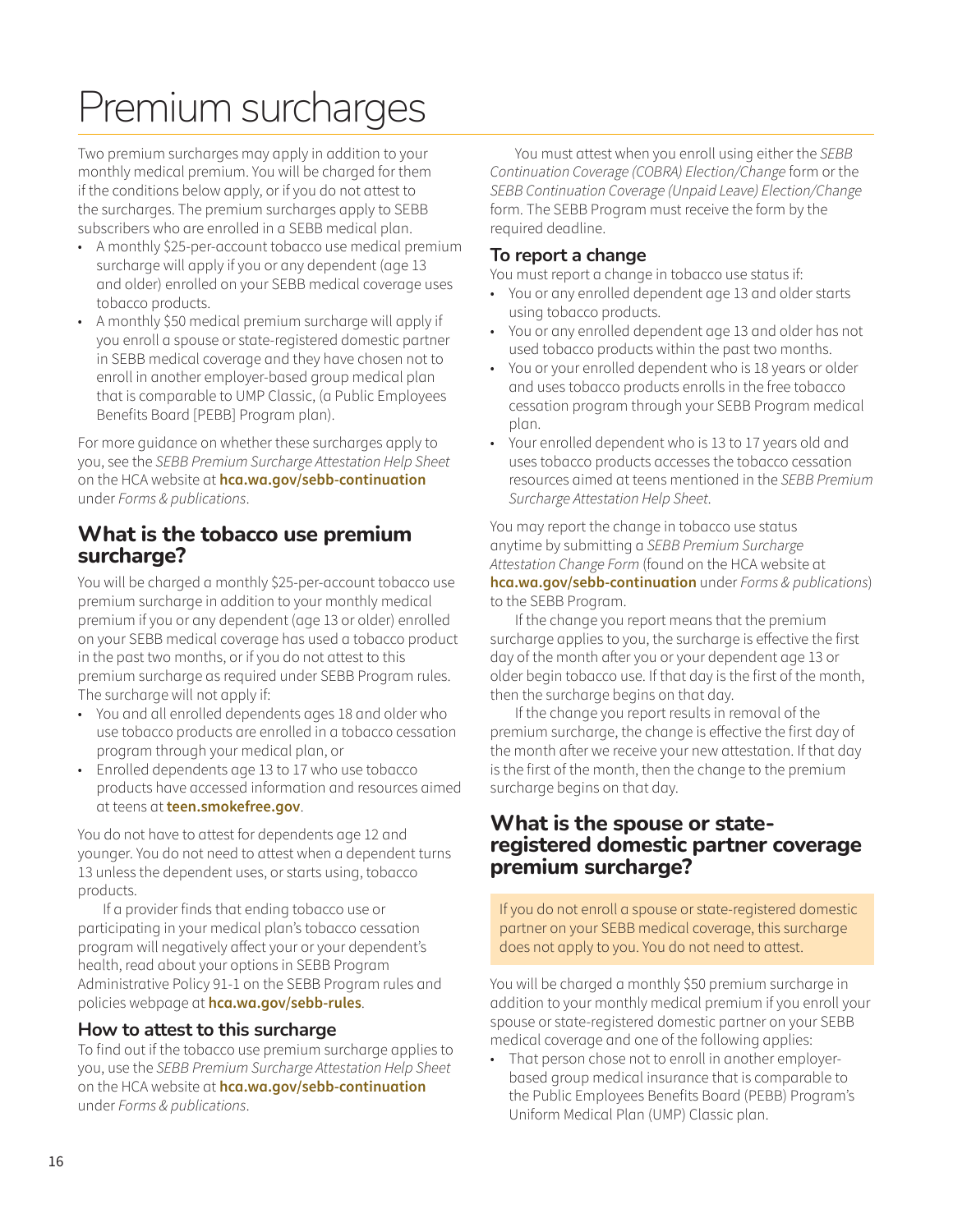# Premium surcharges

Two premium surcharges may apply in addition to your monthly medical premium. You will be charged for them if the conditions below apply, or if you do not attest to the surcharges. The premium surcharges apply to SEBB subscribers who are enrolled in a SEBB medical plan.

- A monthly $25-per-account tobacco use medical premium surcharge will apply if you or any dependent (age 13 and older) enrolled on your SEBB medical coverage uses tobacco products.
- A monthly $50 medical premium surcharge will apply if you enroll a spouse or state-registered domestic partner in SEBB medical coverage and they have chosen not to enroll in another employer-based group medical plan that is comparable to UMP Classic, (a Public Employees Benefits Board [PEBB] Program plan).

For more guidance on whether these surcharges apply to you, see the *SEBB Premium Surcharge Attestation Help Sheet* on the HCA website at **hca.wa.gov/sebb-continuation** under *Forms & publications*.

## What is the tobacco use premium surcharge?

You will be charged a monthly $25-per-account tobacco use premium surcharge in addition to your monthly medical premium if you or any dependent (age 13 or older) enrolled on your SEBB medical coverage has used a tobacco product in the past two months, or if you do not attest to this premium surcharge as required under SEBB Program rules. The surcharge will not apply if:

- You and all enrolled dependents ages 18 and older who use tobacco products are enrolled in a tobacco cessation program through your medical plan, or
- Enrolled dependents age 13 to 17 who use tobacco products have accessed information and resources aimed at teens at **teen.smokefree.gov**.

You do not have to attest for dependents age 12 and younger. You do not need to attest when a dependent turns 13 unless the dependent uses, or starts using, tobacco products.

If a provider finds that ending tobacco use or participating in your medical plan's tobacco cessation program will negatively affect your or your dependent's health, read about your options in SEBB Program Administrative Policy 91-1 on the SEBB Program rules and policies webpage at **hca.wa.gov/sebb-rules**.

### How to attest to this surcharge

To find out if the tobacco use premium surcharge applies to you, use the *SEBB Premium Surcharge Attestation Help Sheet* on the HCA website at **hca.wa.gov/sebb-continuation** under *Forms & publications*.

You must attest when you enroll using either the *SEBB Continuation Coverage (COBRA) Election/Change* form or the *SEBB Continuation Coverage (Unpaid Leave) Election/Change* form. The SEBB Program must receive the form by the required deadline.

### To report a change

You must report a change in tobacco use status if:

- You or any enrolled dependent age 13 and older starts using tobacco products.
- You or any enrolled dependent age 13 and older has not used tobacco products within the past two months.
- You or your enrolled dependent who is 18 years or older and uses tobacco products enrolls in the free tobacco cessation program through your SEBB Program medical plan.
- Your enrolled dependent who is 13 to 17 years old and uses tobacco products accesses the tobacco cessation resources aimed at teens mentioned in the *SEBB Premium Surcharge Attestation Help Sheet*.

You may report the change in tobacco use status anytime by submitting a *SEBB Premium Surcharge Attestation Change Form* (found on the HCA website at **hca.wa.gov/sebb-continuation** under *Forms & publications*) to the SEBB Program.

If the change you report means that the premium surcharge applies to you, the surcharge is effective the first day of the month after you or your dependent age 13 or older begin tobacco use. If that day is the first of the month, then the surcharge begins on that day.

If the change you report results in removal of the premium surcharge, the change is effective the first day of the month after we receive your new attestation. If that day is the first of the month, then the change to the premium surcharge begins on that day.

## What is the spouse or state-registered domestic partner coverage premium surcharge?

If you do not enroll a spouse or state-registered domestic partner on your SEBB medical coverage, this surcharge does not apply to you. You do not need to attest.

You will be charged a monthly $50 premium surcharge in addition to your monthly medical premium if you enroll your spouse or state-registered domestic partner on your SEBB medical coverage and one of the following applies:

- That person chose not to enroll in another employer-based group medical insurance that is comparable to the Public Employees Benefits Board (PEBB) Program's Uniform Medical Plan (UMP) Classic plan.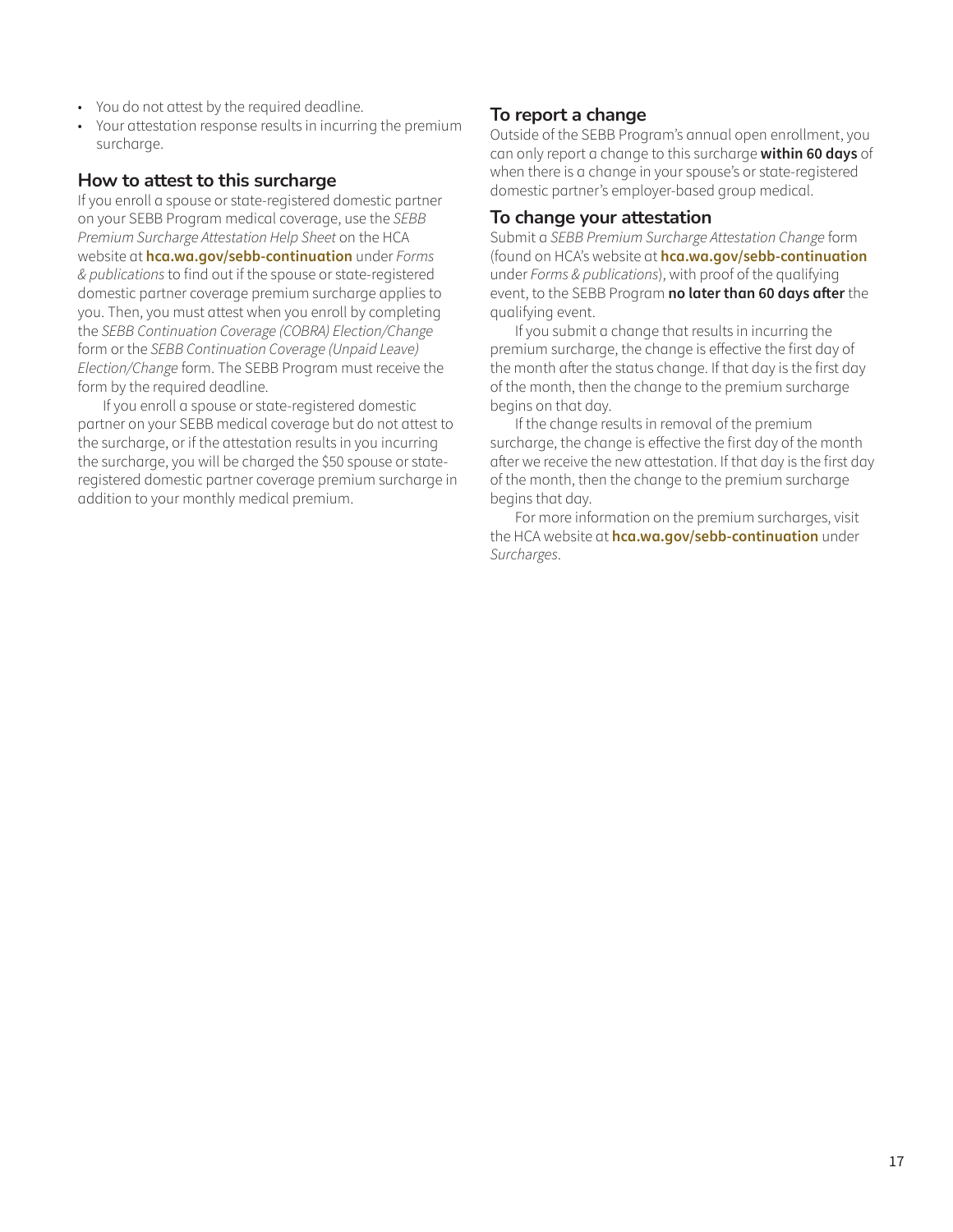- You do not attest by the required deadline.
- Your attestation response results in incurring the premium surcharge.

### How to attest to this surcharge

If you enroll a spouse or state-registered domestic partner on your SEBB Program medical coverage, use the *SEBB Premium Surcharge Attestation Help Sheet* on the HCA website at **hca.wa.gov/sebb-continuation** under *Forms & publications* to find out if the spouse or state-registered domestic partner coverage premium surcharge applies to you. Then, you must attest when you enroll by completing the *SEBB Continuation Coverage (COBRA) Election/Change* form or the *SEBB Continuation Coverage (Unpaid Leave) Election/Change* form. The SEBB Program must receive the form by the required deadline.

If you enroll a spouse or state-registered domestic partner on your SEBB medical coverage but do not attest to the surcharge, or if the attestation results in you incurring the surcharge, you will be charged the $50 spouse or state-registered domestic partner coverage premium surcharge in addition to your monthly medical premium.

### To report a change

Outside of the SEBB Program's annual open enrollment, you can only report a change to this surcharge **within 60 days** of when there is a change in your spouse's or state-registered domestic partner's employer-based group medical.

### To change your attestation

Submit a *SEBB Premium Surcharge Attestation Change* form (found on HCA's website at **hca.wa.gov/sebb-continuation** under *Forms & publications*), with proof of the qualifying event, to the SEBB Program **no later than 60 days after** the qualifying event.

If you submit a change that results in incurring the premium surcharge, the change is effective the first day of the month after the status change. If that day is the first day of the month, then the change to the premium surcharge begins on that day.

If the change results in removal of the premium surcharge, the change is effective the first day of the month after we receive the new attestation. If that day is the first day of the month, then the change to the premium surcharge begins that day.

For more information on the premium surcharges, visit the HCA website at **hca.wa.gov/sebb-continuation** under *Surcharges*.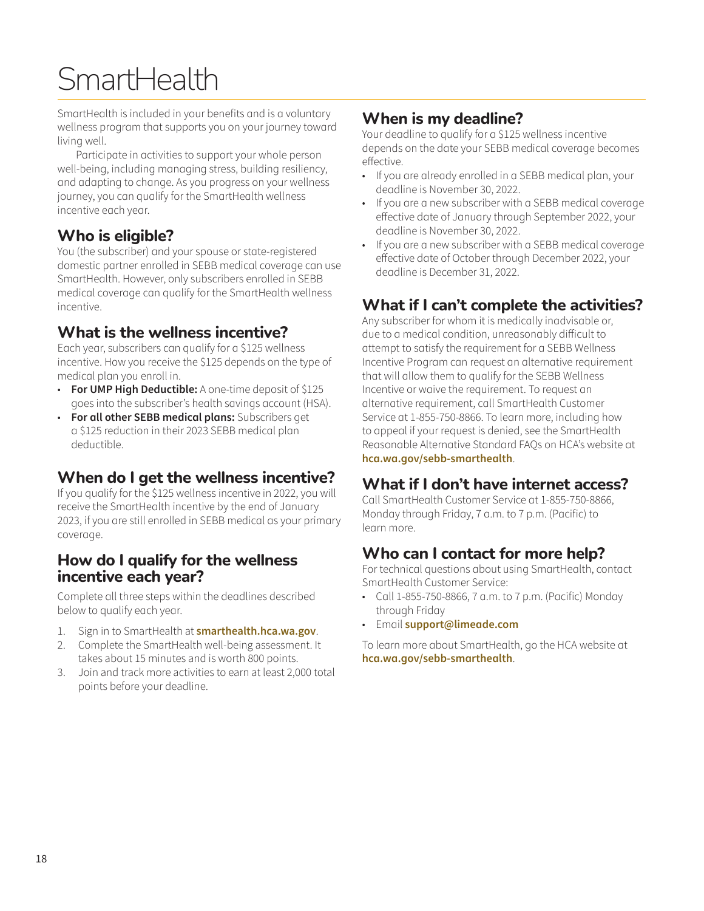# SmartHealth

SmartHealth is included in your benefits and is a voluntary wellness program that supports you on your journey toward living well.

Participate in activities to support your whole person well-being, including managing stress, building resiliency, and adapting to change. As you progress on your wellness journey, you can qualify for the SmartHealth wellness incentive each year.

## Who is eligible?

You (the subscriber) and your spouse or state-registered domestic partner enrolled in SEBB medical coverage can use SmartHealth. However, only subscribers enrolled in SEBB medical coverage can qualify for the SmartHealth wellness incentive.

## What is the wellness incentive?

Each year, subscribers can qualify for a $125 wellness incentive. How you receive the $125 depends on the type of medical plan you enroll in.

- **For UMP High Deductible:** A one-time deposit of $125 goes into the subscriber's health savings account (HSA).
- **For all other SEBB medical plans:** Subscribers get a $125 reduction in their 2023 SEBB medical plan deductible.

## When do I get the wellness incentive?

If you qualify for the $125 wellness incentive in 2022, you will receive the SmartHealth incentive by the end of January 2023, if you are still enrolled in SEBB medical as your primary coverage.

## How do I qualify for the wellness incentive each year?

Complete all three steps within the deadlines described below to qualify each year.

1. Sign in to SmartHealth at **smarthealth.hca.wa.gov**.
2. Complete the SmartHealth well-being assessment. It takes about 15 minutes and is worth 800 points.
3. Join and track more activities to earn at least 2,000 total points before your deadline.

## When is my deadline?

Your deadline to qualify for a $125 wellness incentive depends on the date your SEBB medical coverage becomes effective.

- If you are already enrolled in a SEBB medical plan, your deadline is November 30, 2022.
- If you are a new subscriber with a SEBB medical coverage effective date of January through September 2022, your deadline is November 30, 2022.
- If you are a new subscriber with a SEBB medical coverage effective date of October through December 2022, your deadline is December 31, 2022.

## What if I can't complete the activities?

Any subscriber for whom it is medically inadvisable or, due to a medical condition, unreasonably difficult to attempt to satisfy the requirement for a SEBB Wellness Incentive Program can request an alternative requirement that will allow them to qualify for the SEBB Wellness Incentive or waive the requirement. To request an alternative requirement, call SmartHealth Customer Service at 1-855-750-8866. To learn more, including how to appeal if your request is denied, see the SmartHealth Reasonable Alternative Standard FAQs on HCA's website at **hca.wa.gov/sebb-smarthealth**.

## What if I don't have internet access?

Call SmartHealth Customer Service at 1-855-750-8866, Monday through Friday, 7 a.m. to 7 p.m. (Pacific) to learn more.

## Who can I contact for more help?

For technical questions about using SmartHealth, contact SmartHealth Customer Service:

- Call 1-855-750-8866, 7 a.m. to 7 p.m. (Pacific) Monday through Friday
- Email **support@limeade.com**

To learn more about SmartHealth, go the HCA website at **hca.wa.gov/sebb-smarthealth**.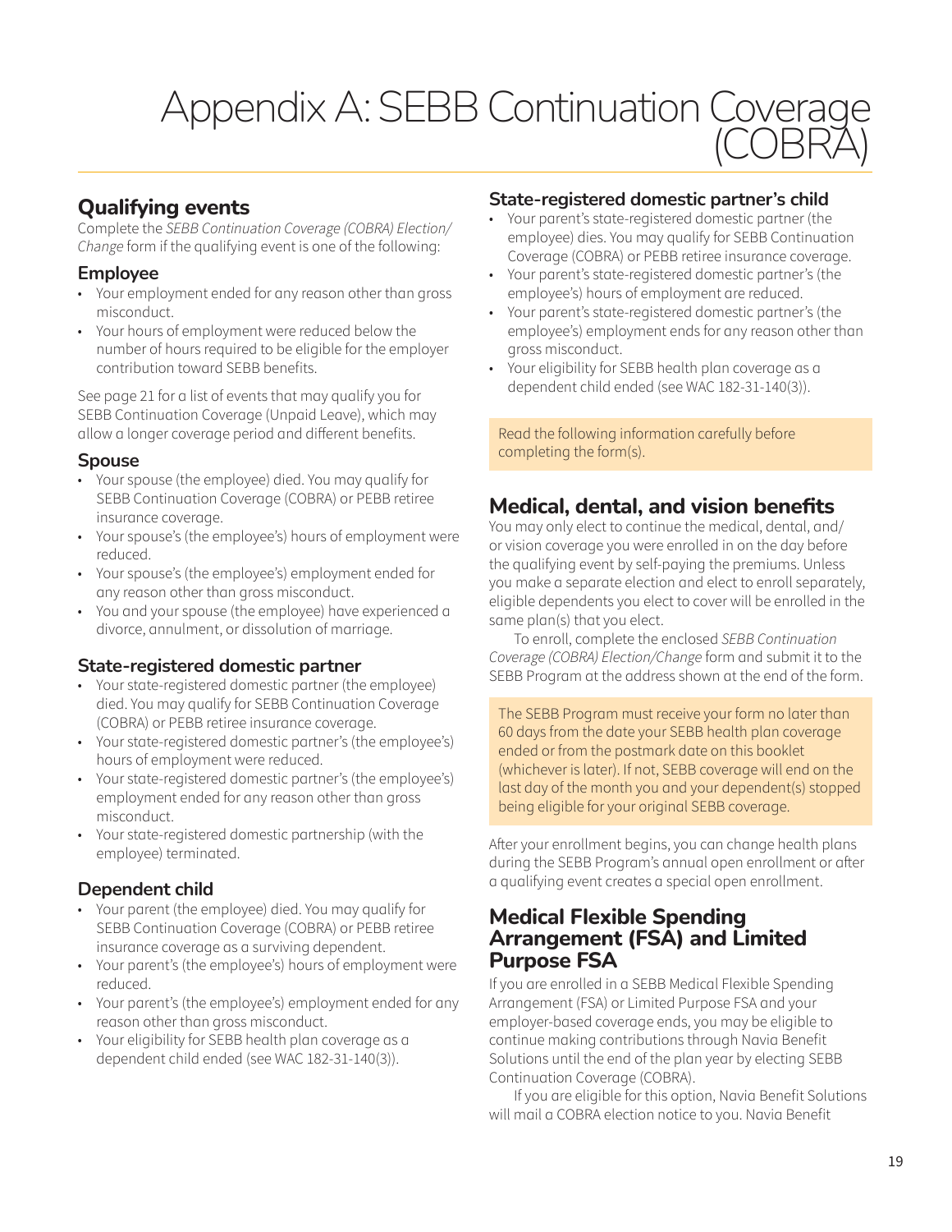# Appendix A: SEBB Continuation Coverage (COBRA)

## Qualifying events

Complete the *SEBB Continuation Coverage (COBRA) Election/Change* form if the qualifying event is one of the following:

### Employee

- Your employment ended for any reason other than gross misconduct.
- Your hours of employment were reduced below the number of hours required to be eligible for the employer contribution toward SEBB benefits.

See page 21 for a list of events that may qualify you for SEBB Continuation Coverage (Unpaid Leave), which may allow a longer coverage period and different benefits.

### Spouse

- Your spouse (the employee) died. You may qualify for SEBB Continuation Coverage (COBRA) or PEBB retiree insurance coverage.
- Your spouse's (the employee's) hours of employment were reduced.
- Your spouse's (the employee's) employment ended for any reason other than gross misconduct.
- You and your spouse (the employee) have experienced a divorce, annulment, or dissolution of marriage.

### State-registered domestic partner

- Your state-registered domestic partner (the employee) died. You may qualify for SEBB Continuation Coverage (COBRA) or PEBB retiree insurance coverage.
- Your state-registered domestic partner's (the employee's) hours of employment were reduced.
- Your state-registered domestic partner's (the employee's) employment ended for any reason other than gross misconduct.
- Your state-registered domestic partnership (with the employee) terminated.

### Dependent child

- Your parent (the employee) died. You may qualify for SEBB Continuation Coverage (COBRA) or PEBB retiree insurance coverage as a surviving dependent.
- Your parent's (the employee's) hours of employment were reduced.
- Your parent's (the employee's) employment ended for any reason other than gross misconduct.
- Your eligibility for SEBB health plan coverage as a dependent child ended (see WAC 182-31-140(3)).

### State-registered domestic partner's child

- Your parent's state-registered domestic partner (the employee) dies. You may qualify for SEBB Continuation Coverage (COBRA) or PEBB retiree insurance coverage.
- Your parent's state-registered domestic partner's (the employee's) hours of employment are reduced.
- Your parent's state-registered domestic partner's (the employee's) employment ends for any reason other than gross misconduct.
- Your eligibility for SEBB health plan coverage as a dependent child ended (see WAC 182-31-140(3)).

Read the following information carefully before completing the form(s).

## Medical, dental, and vision benefits

You may only elect to continue the medical, dental, and/or vision coverage you were enrolled in on the day before the qualifying event by self-paying the premiums. Unless you make a separate election and elect to enroll separately, eligible dependents you elect to cover will be enrolled in the same plan(s) that you elect.

To enroll, complete the enclosed *SEBB Continuation Coverage (COBRA) Election/Change* form and submit it to the SEBB Program at the address shown at the end of the form.

The SEBB Program must receive your form no later than 60 days from the date your SEBB health plan coverage ended or from the postmark date on this booklet (whichever is later). If not, SEBB coverage will end on the last day of the month you and your dependent(s) stopped being eligible for your original SEBB coverage.

After your enrollment begins, you can change health plans during the SEBB Program's annual open enrollment or after a qualifying event creates a special open enrollment.

## Medical Flexible Spending Arrangement (FSA) and Limited Purpose FSA

If you are enrolled in a SEBB Medical Flexible Spending Arrangement (FSA) or Limited Purpose FSA and your employer-based coverage ends, you may be eligible to continue making contributions through Navia Benefit Solutions until the end of the plan year by electing SEBB Continuation Coverage (COBRA).

If you are eligible for this option, Navia Benefit Solutions will mail a COBRA election notice to you. Navia Benefit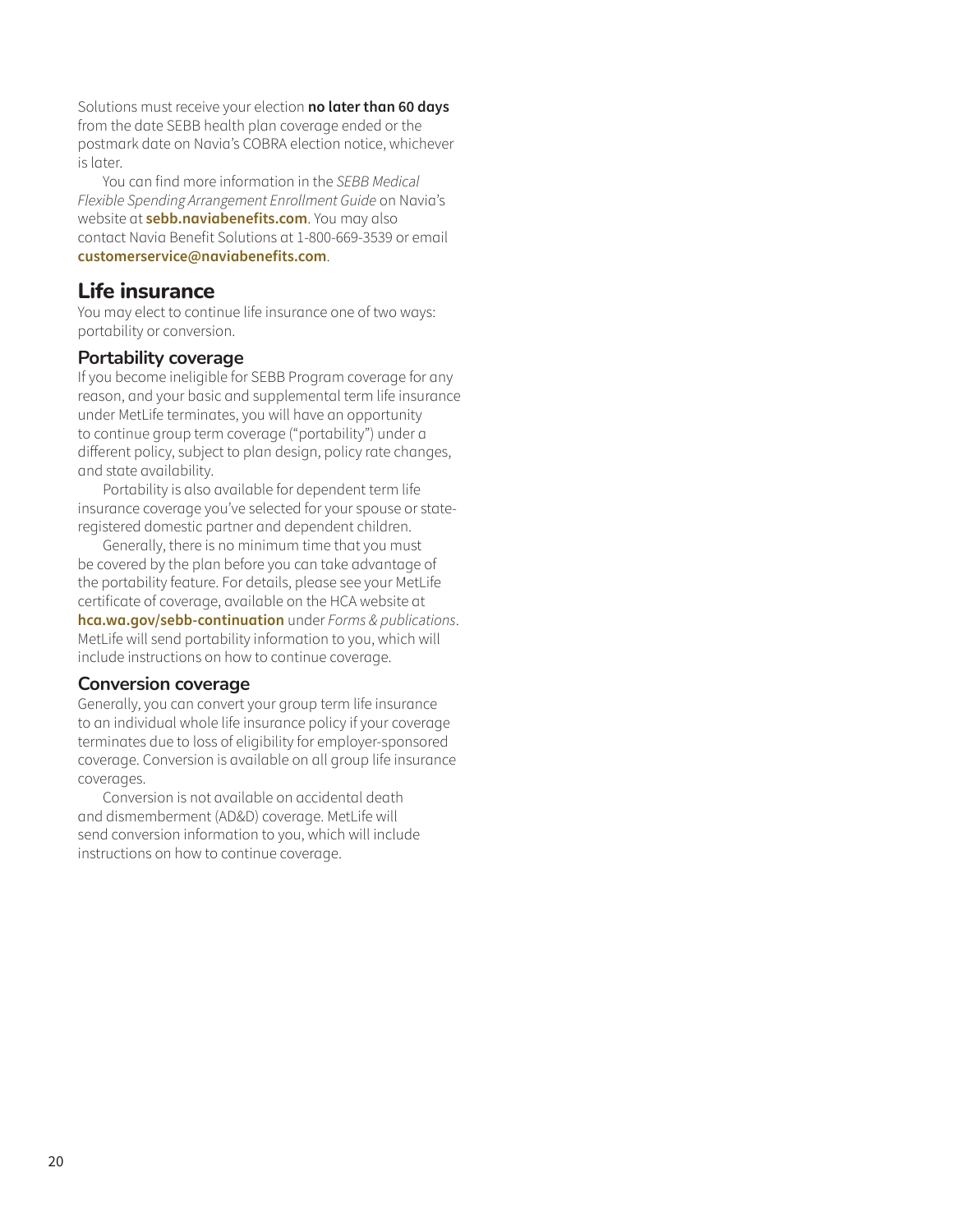Solutions must receive your election **no later than 60 days** from the date SEBB health plan coverage ended or the postmark date on Navia's COBRA election notice, whichever is later.

You can find more information in the *SEBB Medical Flexible Spending Arrangement Enrollment Guide* on Navia's website at **sebb.naviabenefits.com**. You may also contact Navia Benefit Solutions at 1-800-669-3539 or email **customerservice@naviabenefits.com**.

## Life insurance

You may elect to continue life insurance one of two ways: portability or conversion.

### Portability coverage

If you become ineligible for SEBB Program coverage for any reason, and your basic and supplemental term life insurance under MetLife terminates, you will have an opportunity to continue group term coverage ("portability") under a different policy, subject to plan design, policy rate changes, and state availability.

Portability is also available for dependent term life insurance coverage you've selected for your spouse or state-registered domestic partner and dependent children.

Generally, there is no minimum time that you must be covered by the plan before you can take advantage of the portability feature. For details, please see your MetLife certificate of coverage, available on the HCA website at **hca.wa.gov/sebb-continuation** under *Forms & publications*. MetLife will send portability information to you, which will include instructions on how to continue coverage.

### Conversion coverage

Generally, you can convert your group term life insurance to an individual whole life insurance policy if your coverage terminates due to loss of eligibility for employer-sponsored coverage. Conversion is available on all group life insurance coverages.

Conversion is not available on accidental death and dismemberment (AD&D) coverage. MetLife will send conversion information to you, which will include instructions on how to continue coverage.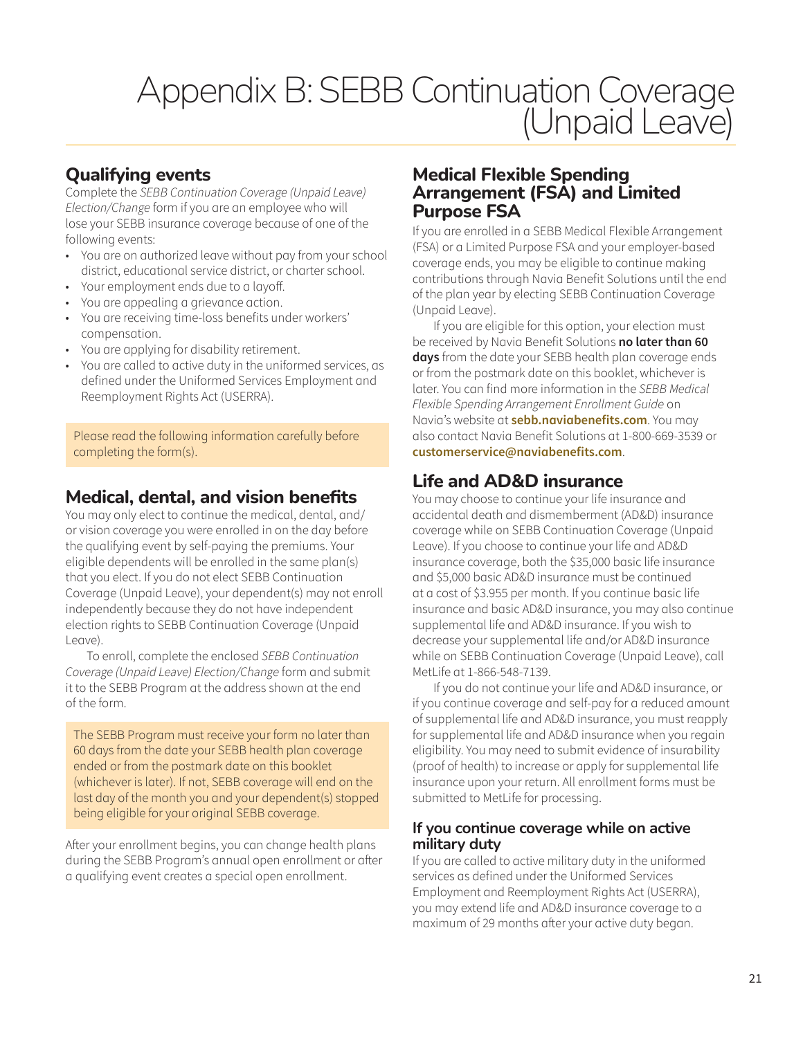# Appendix B: SEBB Continuation Coverage (Unpaid Leave)

## Qualifying events

Complete the *SEBB Continuation Coverage (Unpaid Leave) Election/Change* form if you are an employee who will lose your SEBB insurance coverage because of one of the following events:

- You are on authorized leave without pay from your school district, educational service district, or charter school.
- Your employment ends due to a layoff.
- You are appealing a grievance action.
- You are receiving time-loss benefits under workers' compensation.
- You are applying for disability retirement.
- You are called to active duty in the uniformed services, as defined under the Uniformed Services Employment and Reemployment Rights Act (USERRA).

Please read the following information carefully before completing the form(s).

## Medical, dental, and vision benefits

You may only elect to continue the medical, dental, and/or vision coverage you were enrolled in on the day before the qualifying event by self-paying the premiums. Your eligible dependents will be enrolled in the same plan(s) that you elect. If you do not elect SEBB Continuation Coverage (Unpaid Leave), your dependent(s) may not enroll independently because they do not have independent election rights to SEBB Continuation Coverage (Unpaid Leave).

To enroll, complete the enclosed *SEBB Continuation Coverage (Unpaid Leave) Election/Change* form and submit it to the SEBB Program at the address shown at the end of the form.

The SEBB Program must receive your form no later than 60 days from the date your SEBB health plan coverage ended or from the postmark date on this booklet (whichever is later). If not, SEBB coverage will end on the last day of the month you and your dependent(s) stopped being eligible for your original SEBB coverage.

After your enrollment begins, you can change health plans during the SEBB Program's annual open enrollment or after a qualifying event creates a special open enrollment.

## Medical Flexible Spending Arrangement (FSA) and Limited Purpose FSA

If you are enrolled in a SEBB Medical Flexible Arrangement (FSA) or a Limited Purpose FSA and your employer-based coverage ends, you may be eligible to continue making contributions through Navia Benefit Solutions until the end of the plan year by electing SEBB Continuation Coverage (Unpaid Leave).

If you are eligible for this option, your election must be received by Navia Benefit Solutions **no later than 60 days** from the date your SEBB health plan coverage ends or from the postmark date on this booklet, whichever is later. You can find more information in the *SEBB Medical Flexible Spending Arrangement Enrollment Guide* on Navia's website at **sebb.naviabenefits.com**. You may also contact Navia Benefit Solutions at 1-800-669-3539 or **customerservice@naviabenefits.com**.

## Life and AD&D insurance

You may choose to continue your life insurance and accidental death and dismemberment (AD&D) insurance coverage while on SEBB Continuation Coverage (Unpaid Leave). If you choose to continue your life and AD&D insurance coverage, both the $35,000 basic life insurance and $5,000 basic AD&D insurance must be continued at a cost of $3.955 per month. If you continue basic life insurance and basic AD&D insurance, you may also continue supplemental life and AD&D insurance. If you wish to decrease your supplemental life and/or AD&D insurance while on SEBB Continuation Coverage (Unpaid Leave), call MetLife at 1-866-548-7139.

If you do not continue your life and AD&D insurance, or if you continue coverage and self-pay for a reduced amount of supplemental life and AD&D insurance, you must reapply for supplemental life and AD&D insurance when you regain eligibility. You may need to submit evidence of insurability (proof of health) to increase or apply for supplemental life insurance upon your return. All enrollment forms must be submitted to MetLife for processing.

### If you continue coverage while on active military duty

If you are called to active military duty in the uniformed services as defined under the Uniformed Services Employment and Reemployment Rights Act (USERRA), you may extend life and AD&D insurance coverage to a maximum of 29 months after your active duty began.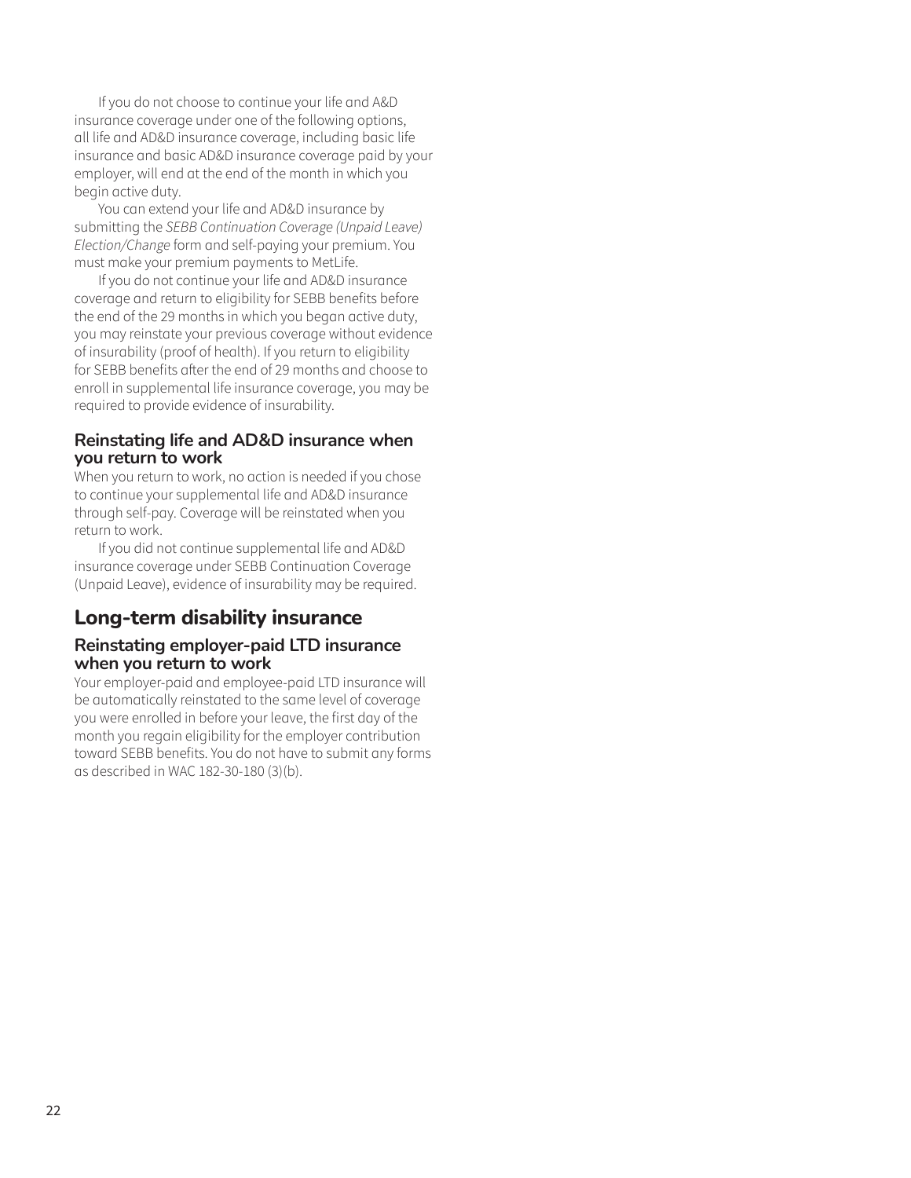If you do not choose to continue your life and A&D insurance coverage under one of the following options, all life and AD&D insurance coverage, including basic life insurance and basic AD&D insurance coverage paid by your employer, will end at the end of the month in which you begin active duty.

You can extend your life and AD&D insurance by submitting the *SEBB Continuation Coverage (Unpaid Leave) Election/Change* form and self-paying your premium. You must make your premium payments to MetLife.

If you do not continue your life and AD&D insurance coverage and return to eligibility for SEBB benefits before the end of the 29 months in which you began active duty, you may reinstate your previous coverage without evidence of insurability (proof of health). If you return to eligibility for SEBB benefits after the end of 29 months and choose to enroll in supplemental life insurance coverage, you may be required to provide evidence of insurability.

### Reinstating life and AD&D insurance when you return to work

When you return to work, no action is needed if you chose to continue your supplemental life and AD&D insurance through self-pay. Coverage will be reinstated when you return to work.

If you did not continue supplemental life and AD&D insurance coverage under SEBB Continuation Coverage (Unpaid Leave), evidence of insurability may be required.

## Long-term disability insurance

### Reinstating employer-paid LTD insurance when you return to work

Your employer-paid and employee-paid LTD insurance will be automatically reinstated to the same level of coverage you were enrolled in before your leave, the first day of the month you regain eligibility for the employer contribution toward SEBB benefits. You do not have to submit any forms as described in WAC 182-30-180 (3)(b).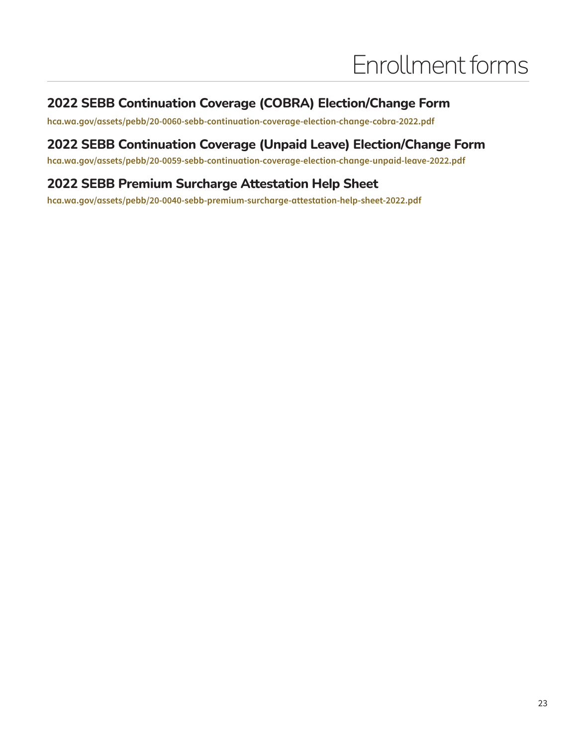# Enrollment forms

## 2022 SEBB Continuation Coverage (COBRA) Election/Change Form

**hca.wa.gov/assets/pebb/20-0060-sebb-continuation-coverage-election-change-cobra-2022.pdf**

## 2022 SEBB Continuation Coverage (Unpaid Leave) Election/Change Form

**hca.wa.gov/assets/pebb/20-0059-sebb-continuation-coverage-election-change-unpaid-leave-2022.pdf**

## 2022 SEBB Premium Surcharge Attestation Help Sheet

**hca.wa.gov/assets/pebb/20-0040-sebb-premium-surcharge-attestation-help-sheet-2022.pdf**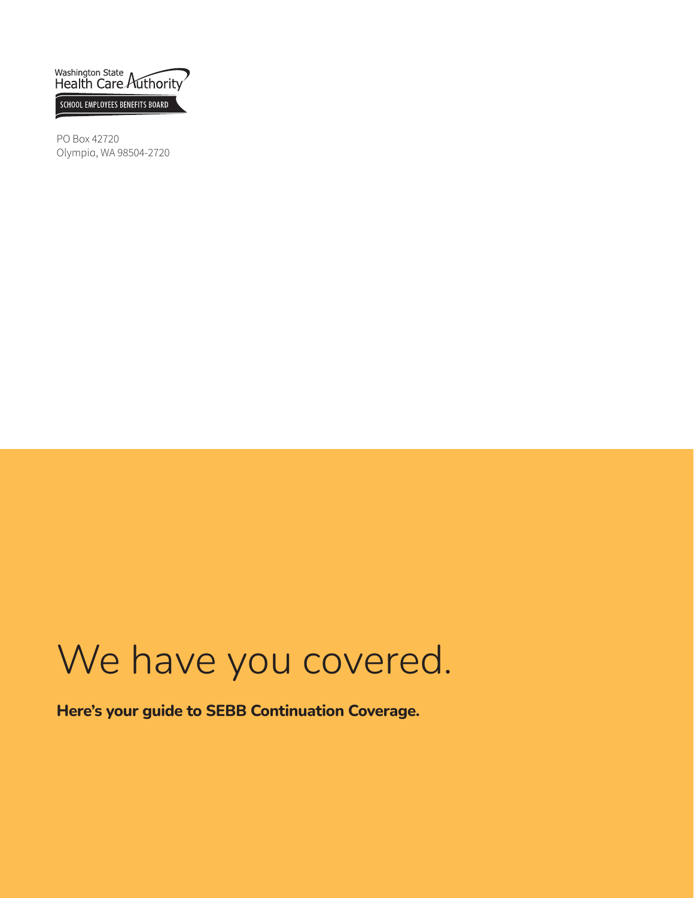Washington State Health Care Authority

SCHOOL EMPLOYEES BENEFITS BOARD

PO Box 42720
Olympia, WA 98504-2720

# We have you covered.

**Here's your guide to SEBB Continuation Coverage.**